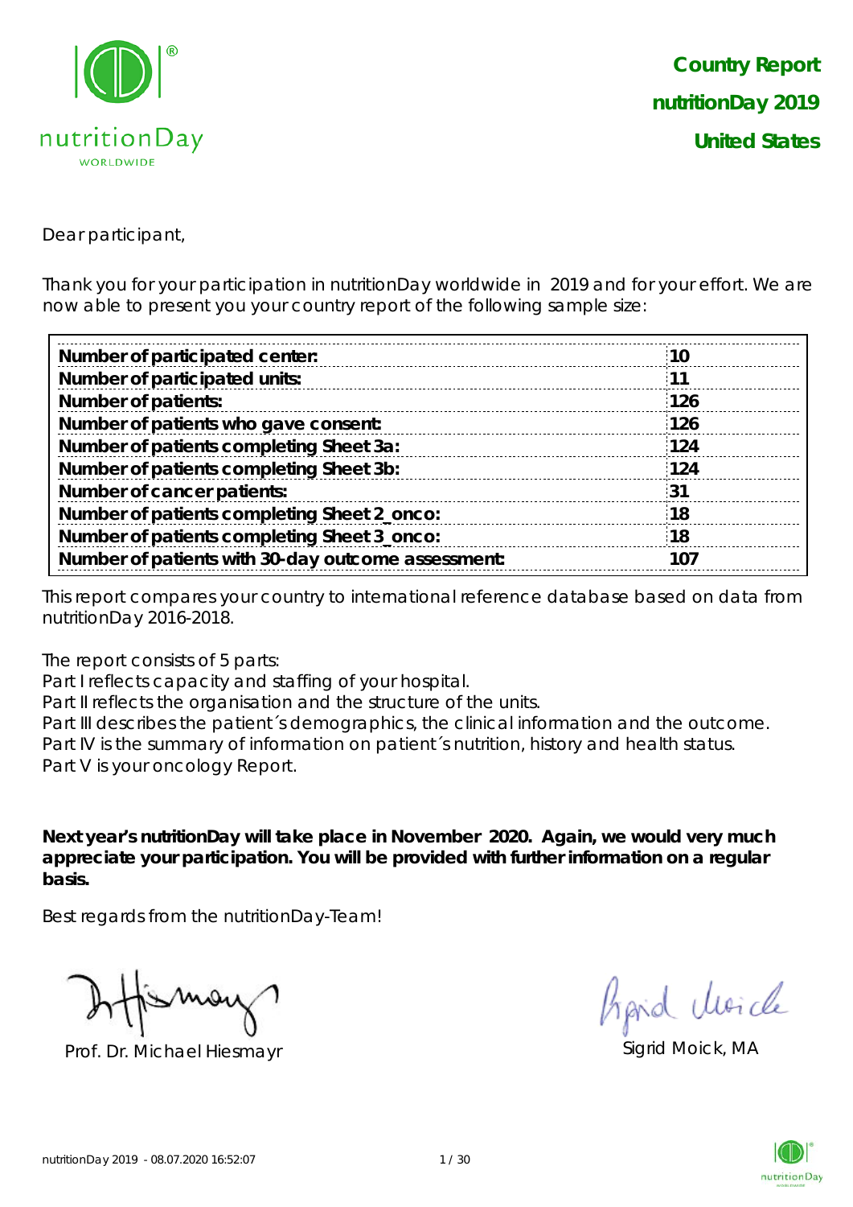# Country Report
# nutritionDay 2019
# United States

Dear participant,

Thank you for your participation in nutritionDay worldwide in 2019 and for your effort. We are now able to present you your country report of the following sample size:

| | |
|---|---|
| **Number of participated center:** | **10** |
| **Number of participated units:** | **11** |
| **Number of patients:** | **126** |
| **Number of patients who gave consent:** | **126** |
| **Number of patients completing Sheet 3a:** | **124** |
| **Number of patients completing Sheet 3b:** | **124** |
| **Number of cancer patients:** | **31** |
| **Number of patients completing Sheet 2_onco:** | **18** |
| **Number of patients completing Sheet 3_onco:** | **18** |
| **Number of patients with 30-day outcome assessment:** | **107** |

This report compares your country to international reference database based on data from nutritionDay 2016-2018.

The report consists of 5 parts:
Part I reflects capacity and staffing of your hospital.
Part II reflects the organisation and the structure of the units.
Part III describes the patient´s demographics, the clinical information and the outcome.
Part IV is the summary of information on patient´s nutrition, history and health status.
Part V is your oncology Report.

**Next year's nutritionDay will take place in November 2020. Again, we would very much appreciate your participation. You will be provided with further information on a regular basis.**

Best regards from the nutritionDay-Team!

Prof. Dr. Michael Hiesmayr

Sigrid Moick, MA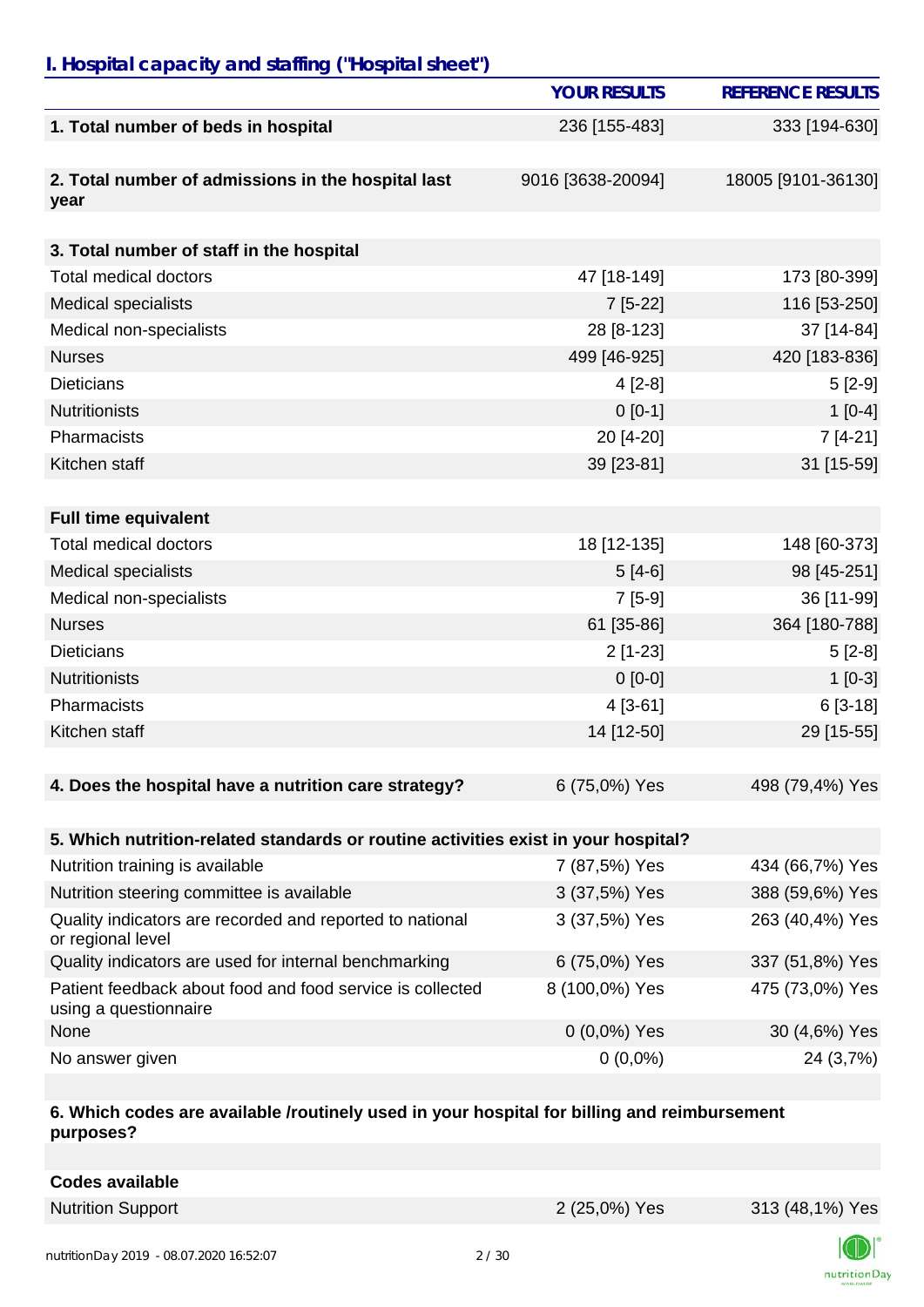## I. Hospital capacity and staffing ("Hospital sheet")

| | YOUR RESULTS | REFERENCE RESULTS |
|---|---|---|
| **1. Total number of beds in hospital** | 236 [155-483] | 333 [194-630] |
| **2. Total number of admissions in the hospital last year** | 9016 [3638-20094] | 18005 [9101-36130] |
| **3. Total number of staff in the hospital** | | |
| Total medical doctors | 47 [18-149] | 173 [80-399] |
| Medical specialists | 7 [5-22] | 116 [53-250] |
| Medical non-specialists | 28 [8-123] | 37 [14-84] |
| Nurses | 499 [46-925] | 420 [183-836] |
| Dieticians | 4 [2-8] | 5 [2-9] |
| Nutritionists | 0 [0-1] | 1 [0-4] |
| Pharmacists | 20 [4-20] | 7 [4-21] |
| Kitchen staff | 39 [23-81] | 31 [15-59] |
| **Full time equivalent** | | |
| Total medical doctors | 18 [12-135] | 148 [60-373] |
| Medical specialists | 5 [4-6] | 98 [45-251] |
| Medical non-specialists | 7 [5-9] | 36 [11-99] |
| Nurses | 61 [35-86] | 364 [180-788] |
| Dieticians | 2 [1-23] | 5 [2-8] |
| Nutritionists | 0 [0-0] | 1 [0-3] |
| Pharmacists | 4 [3-61] | 6 [3-18] |
| Kitchen staff | 14 [12-50] | 29 [15-55] |
| **4. Does the hospital have a nutrition care strategy?** | 6 (75,0%) Yes | 498 (79,4%) Yes |
| **5. Which nutrition-related standards or routine activities exist in your hospital?** | | |
| Nutrition training is available | 7 (87,5%) Yes | 434 (66,7%) Yes |
| Nutrition steering committee is available | 3 (37,5%) Yes | 388 (59,6%) Yes |
| Quality indicators are recorded and reported to national or regional level | 3 (37,5%) Yes | 263 (40,4%) Yes |
| Quality indicators are used for internal benchmarking | 6 (75,0%) Yes | 337 (51,8%) Yes |
| Patient feedback about food and food service is collected using a questionnaire | 8 (100,0%) Yes | 475 (73,0%) Yes |
| None | 0 (0,0%) Yes | 30 (4,6%) Yes |
| No answer given | 0 (0,0%) | 24 (3,7%) |
| **6. Which codes are available /routinely used in your hospital for billing and reimbursement purposes?** | | |
| **Codes available** | | |
| Nutrition Support | 2 (25,0%) Yes | 313 (48,1%) Yes |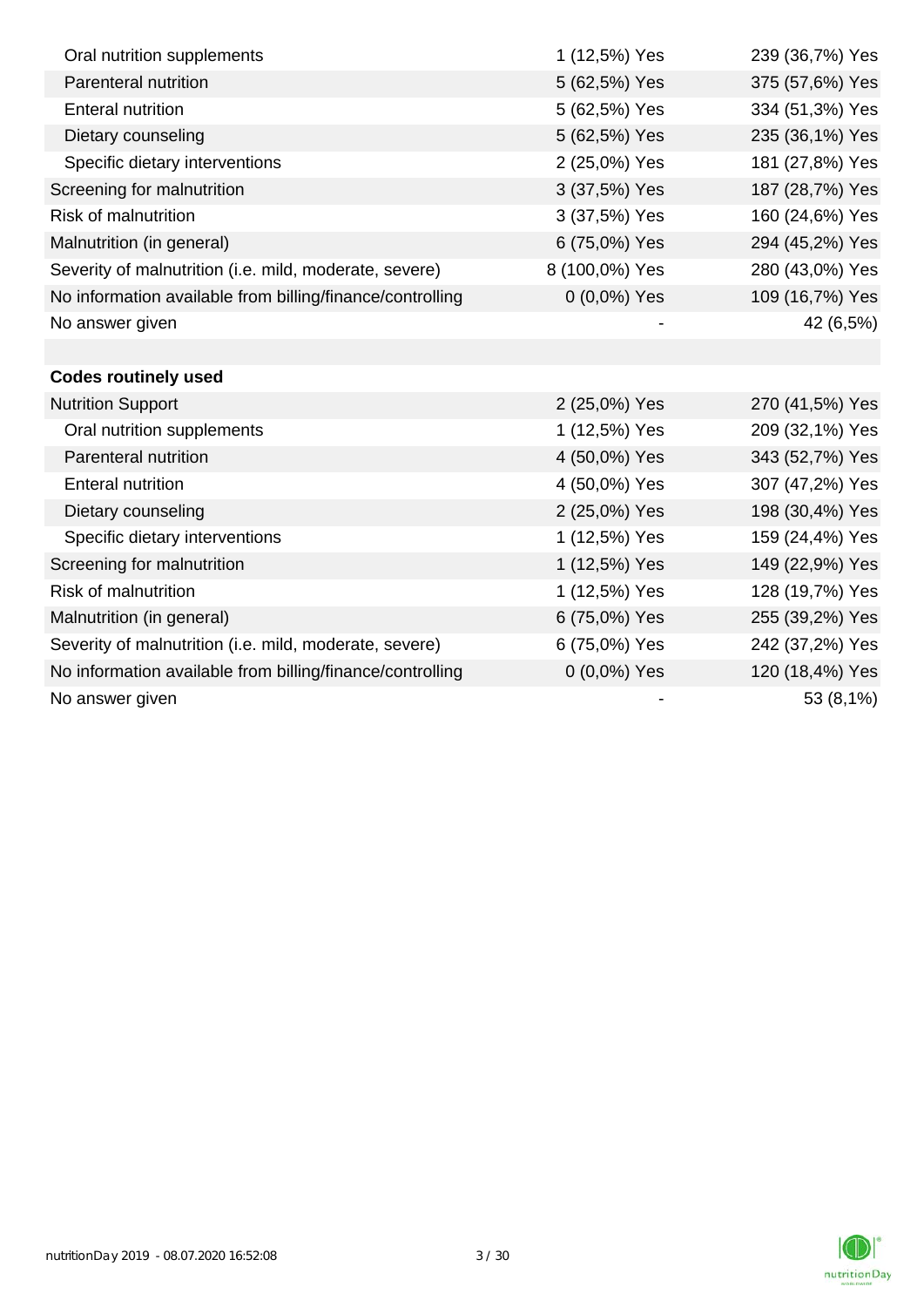| | | |
|---|---|---|
| Oral nutrition supplements | 1 (12,5%) Yes | 239 (36,7%) Yes |
| Parenteral nutrition | 5 (62,5%) Yes | 375 (57,6%) Yes |
| Enteral nutrition | 5 (62,5%) Yes | 334 (51,3%) Yes |
| Dietary counseling | 5 (62,5%) Yes | 235 (36,1%) Yes |
| Specific dietary interventions | 2 (25,0%) Yes | 181 (27,8%) Yes |
| Screening for malnutrition | 3 (37,5%) Yes | 187 (28,7%) Yes |
| Risk of malnutrition | 3 (37,5%) Yes | 160 (24,6%) Yes |
| Malnutrition (in general) | 6 (75,0%) Yes | 294 (45,2%) Yes |
| Severity of malnutrition (i.e. mild, moderate, severe) | 8 (100,0%) Yes | 280 (43,0%) Yes |
| No information available from billing/finance/controlling | 0 (0,0%) Yes | 109 (16,7%) Yes |
| No answer given | - | 42 (6,5%) |
| | | |
| **Codes routinely used** | | |
| Nutrition Support | 2 (25,0%) Yes | 270 (41,5%) Yes |
| Oral nutrition supplements | 1 (12,5%) Yes | 209 (32,1%) Yes |
| Parenteral nutrition | 4 (50,0%) Yes | 343 (52,7%) Yes |
| Enteral nutrition | 4 (50,0%) Yes | 307 (47,2%) Yes |
| Dietary counseling | 2 (25,0%) Yes | 198 (30,4%) Yes |
| Specific dietary interventions | 1 (12,5%) Yes | 159 (24,4%) Yes |
| Screening for malnutrition | 1 (12,5%) Yes | 149 (22,9%) Yes |
| Risk of malnutrition | 1 (12,5%) Yes | 128 (19,7%) Yes |
| Malnutrition (in general) | 6 (75,0%) Yes | 255 (39,2%) Yes |
| Severity of malnutrition (i.e. mild, moderate, severe) | 6 (75,0%) Yes | 242 (37,2%) Yes |
| No information available from billing/finance/controlling | 0 (0,0%) Yes | 120 (18,4%) Yes |
| No answer given | - | 53 (8,1%) |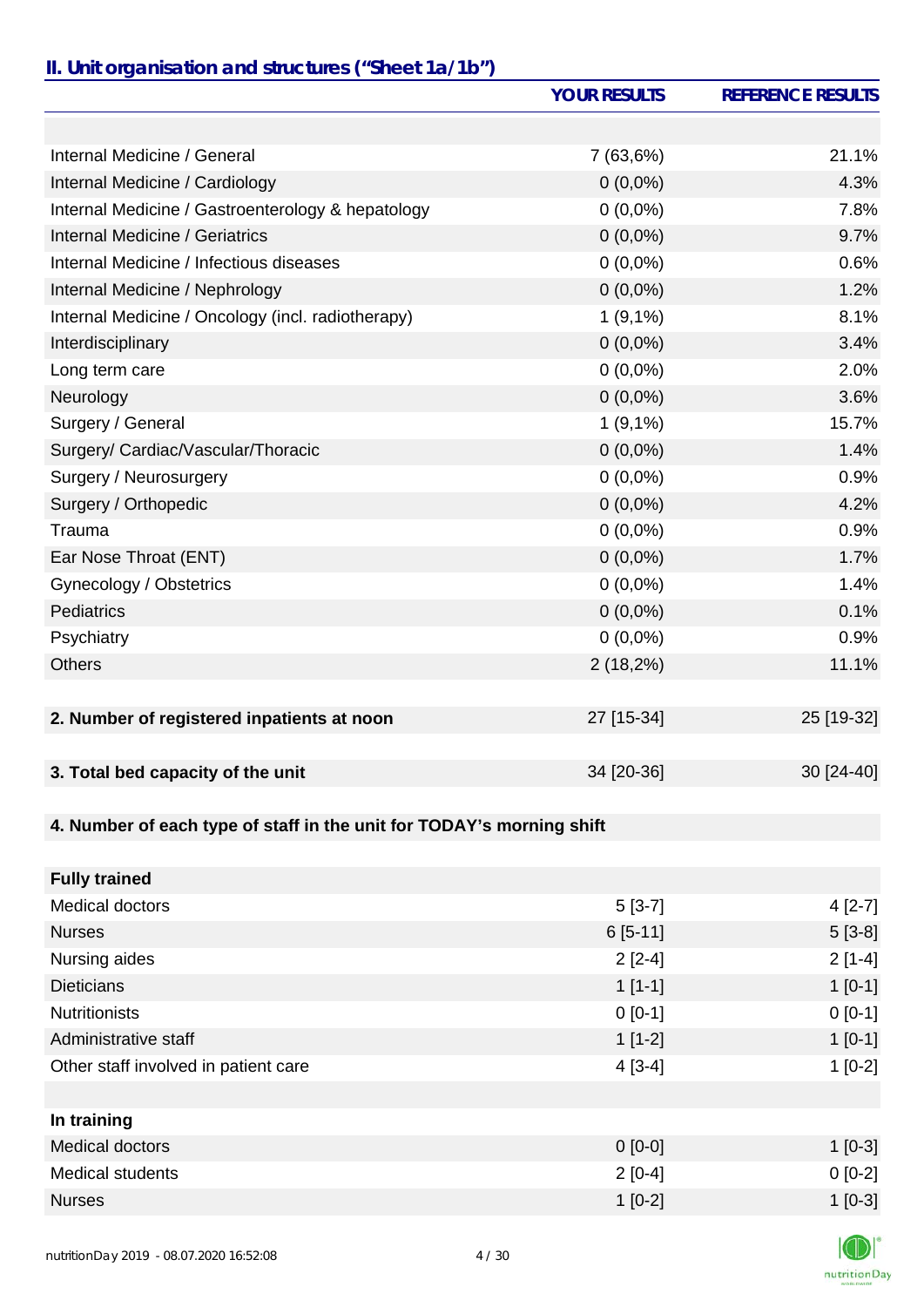## II. Unit organisation and structures ("Sheet 1a/1b")

| | YOUR RESULTS | REFERENCE RESULTS |
|---|---|---|
| | | |
| Internal Medicine / General | 7 (63,6%) | 21.1% |
| Internal Medicine / Cardiology | 0 (0,0%) | 4.3% |
| Internal Medicine / Gastroenterology & hepatology | 0 (0,0%) | 7.8% |
| Internal Medicine / Geriatrics | 0 (0,0%) | 9.7% |
| Internal Medicine / Infectious diseases | 0 (0,0%) | 0.6% |
| Internal Medicine / Nephrology | 0 (0,0%) | 1.2% |
| Internal Medicine / Oncology (incl. radiotherapy) | 1 (9,1%) | 8.1% |
| Interdisciplinary | 0 (0,0%) | 3.4% |
| Long term care | 0 (0,0%) | 2.0% |
| Neurology | 0 (0,0%) | 3.6% |
| Surgery / General | 1 (9,1%) | 15.7% |
| Surgery/ Cardiac/Vascular/Thoracic | 0 (0,0%) | 1.4% |
| Surgery / Neurosurgery | 0 (0,0%) | 0.9% |
| Surgery / Orthopedic | 0 (0,0%) | 4.2% |
| Trauma | 0 (0,0%) | 0.9% |
| Ear Nose Throat (ENT) | 0 (0,0%) | 1.7% |
| Gynecology / Obstetrics | 0 (0,0%) | 1.4% |
| Pediatrics | 0 (0,0%) | 0.1% |
| Psychiatry | 0 (0,0%) | 0.9% |
| Others | 2 (18,2%) | 11.1% |
| | | |
| **2. Number of registered inpatients at noon** | 27 [15-34] | 25 [19-32] |
| | | |
| **3. Total bed capacity of the unit** | 34 [20-36] | 30 [24-40] |
| | | |
| **4. Number of each type of staff in the unit for TODAY's morning shift** | | |
| | | |
| **Fully trained** | | |
| Medical doctors | 5 [3-7] | 4 [2-7] |
| Nurses | 6 [5-11] | 5 [3-8] |
| Nursing aides | 2 [2-4] | 2 [1-4] |
| Dieticians | 1 [1-1] | 1 [0-1] |
| Nutritionists | 0 [0-1] | 0 [0-1] |
| Administrative staff | 1 [1-2] | 1 [0-1] |
| Other staff involved in patient care | 4 [3-4] | 1 [0-2] |
| | | |
| **In training** | | |
| Medical doctors | 0 [0-0] | 1 [0-3] |
| Medical students | 2 [0-4] | 0 [0-2] |
| Nurses | 1 [0-2] | 1 [0-3] |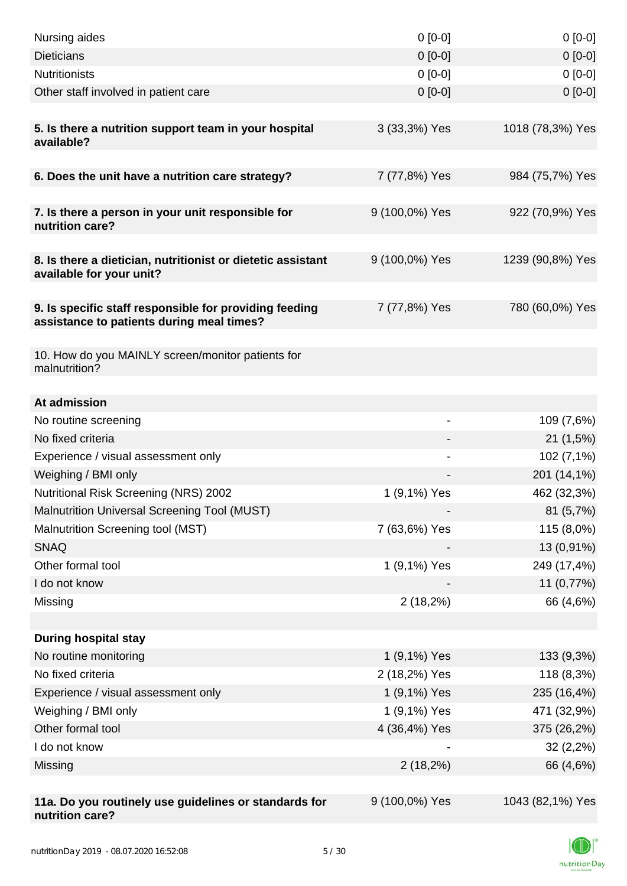| | | |
|---|---|---|
| Nursing aides | 0 [0-0] | 0 [0-0] |
| Dieticians | 0 [0-0] | 0 [0-0] |
| Nutritionists | 0 [0-0] | 0 [0-0] |
| Other staff involved in patient care | 0 [0-0] | 0 [0-0] |
| | | |
| **5. Is there a nutrition support team in your hospital available?** | 3 (33,3%) Yes | 1018 (78,3%) Yes |
| | | |
| **6. Does the unit have a nutrition care strategy?** | 7 (77,8%) Yes | 984 (75,7%) Yes |
| | | |
| **7. Is there a person in your unit responsible for nutrition care?** | 9 (100,0%) Yes | 922 (70,9%) Yes |
| | | |
| **8. Is there a dietician, nutritionist or dietetic assistant available for your unit?** | 9 (100,0%) Yes | 1239 (90,8%) Yes |
| | | |
| **9. Is specific staff responsible for providing feeding assistance to patients during meal times?** | 7 (77,8%) Yes | 780 (60,0%) Yes |
| | | |
| 10. How do you MAINLY screen/monitor patients for malnutrition? | | |
| | | |
| **At admission** | | |
| No routine screening | - | 109 (7,6%) |
| No fixed criteria | - | 21 (1,5%) |
| Experience / visual assessment only | - | 102 (7,1%) |
| Weighing / BMI only | - | 201 (14,1%) |
| Nutritional Risk Screening (NRS) 2002 | 1 (9,1%) Yes | 462 (32,3%) |
| Malnutrition Universal Screening Tool (MUST) | - | 81 (5,7%) |
| Malnutrition Screening tool (MST) | 7 (63,6%) Yes | 115 (8,0%) |
| SNAQ | - | 13 (0,91%) |
| Other formal tool | 1 (9,1%) Yes | 249 (17,4%) |
| I do not know | - | 11 (0,77%) |
| Missing | 2 (18,2%) | 66 (4,6%) |
| | | |
| **During hospital stay** | | |
| No routine monitoring | 1 (9,1%) Yes | 133 (9,3%) |
| No fixed criteria | 2 (18,2%) Yes | 118 (8,3%) |
| Experience / visual assessment only | 1 (9,1%) Yes | 235 (16,4%) |
| Weighing / BMI only | 1 (9,1%) Yes | 471 (32,9%) |
| Other formal tool | 4 (36,4%) Yes | 375 (26,2%) |
| I do not know | - | 32 (2,2%) |
| Missing | 2 (18,2%) | 66 (4,6%) |
| | | |
| **11a. Do you routinely use guidelines or standards for nutrition care?** | 9 (100,0%) Yes | 1043 (82,1%) Yes |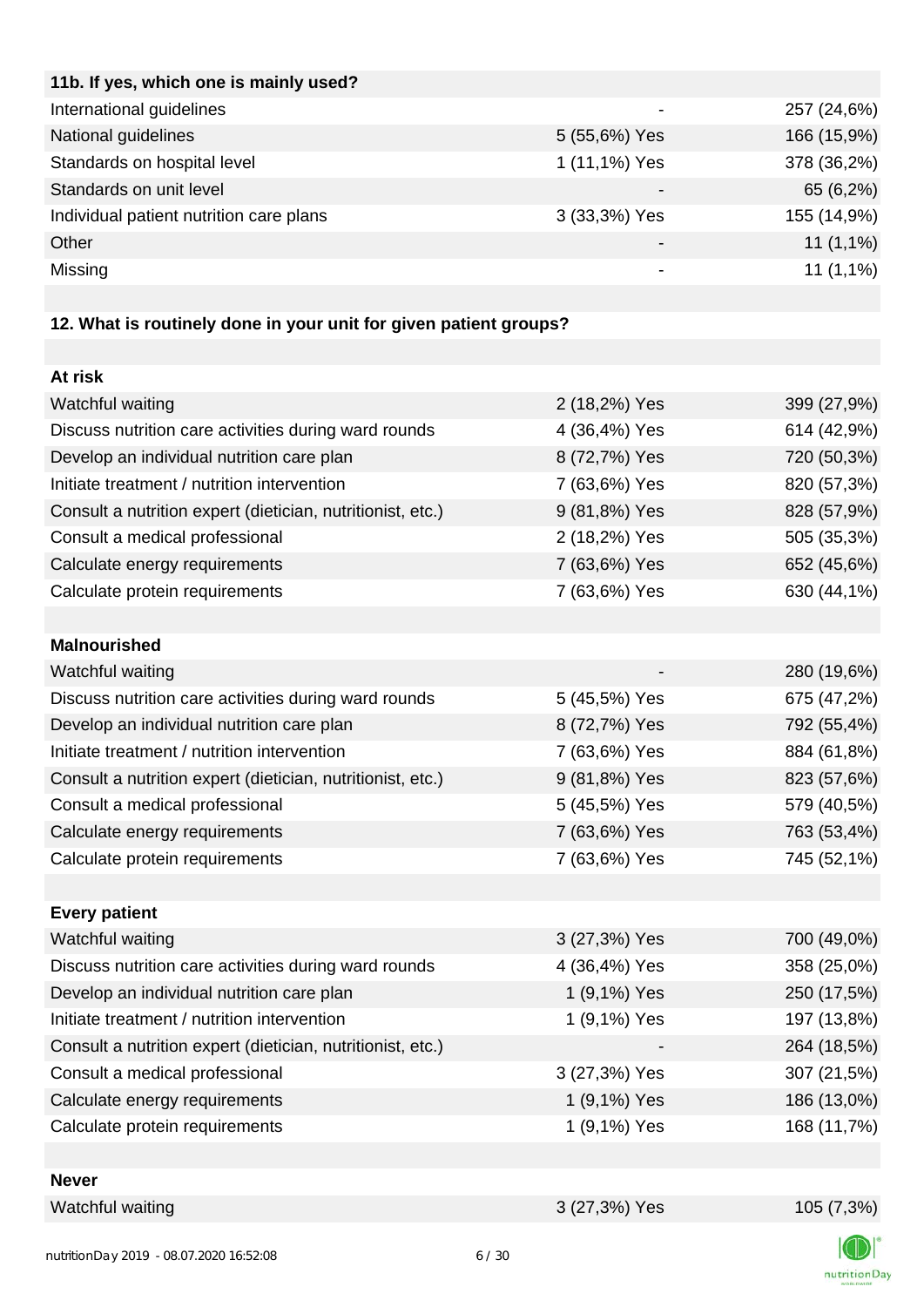| 11b. If yes, which one is mainly used? | | |
|---|---|---|
| International guidelines | - | 257 (24,6%) |
| National guidelines | 5 (55,6%) Yes | 166 (15,9%) |
| Standards on hospital level | 1 (11,1%) Yes | 378 (36,2%) |
| Standards on unit level | - | 65 (6,2%) |
| Individual patient nutrition care plans | 3 (33,3%) Yes | 155 (14,9%) |
| Other | - | 11 (1,1%) |
| Missing | - | 11 (1,1%) |

**12. What is routinely done in your unit for given patient groups?**

| At risk | | |
|---|---|---|
| Watchful waiting | 2 (18,2%) Yes | 399 (27,9%) |
| Discuss nutrition care activities during ward rounds | 4 (36,4%) Yes | 614 (42,9%) |
| Develop an individual nutrition care plan | 8 (72,7%) Yes | 720 (50,3%) |
| Initiate treatment / nutrition intervention | 7 (63,6%) Yes | 820 (57,3%) |
| Consult a nutrition expert (dietician, nutritionist, etc.) | 9 (81,8%) Yes | 828 (57,9%) |
| Consult a medical professional | 2 (18,2%) Yes | 505 (35,3%) |
| Calculate energy requirements | 7 (63,6%) Yes | 652 (45,6%) |
| Calculate protein requirements | 7 (63,6%) Yes | 630 (44,1%) |

| Malnourished | | |
|---|---|---|
| Watchful waiting | - | 280 (19,6%) |
| Discuss nutrition care activities during ward rounds | 5 (45,5%) Yes | 675 (47,2%) |
| Develop an individual nutrition care plan | 8 (72,7%) Yes | 792 (55,4%) |
| Initiate treatment / nutrition intervention | 7 (63,6%) Yes | 884 (61,8%) |
| Consult a nutrition expert (dietician, nutritionist, etc.) | 9 (81,8%) Yes | 823 (57,6%) |
| Consult a medical professional | 5 (45,5%) Yes | 579 (40,5%) |
| Calculate energy requirements | 7 (63,6%) Yes | 763 (53,4%) |
| Calculate protein requirements | 7 (63,6%) Yes | 745 (52,1%) |

| Every patient | | |
|---|---|---|
| Watchful waiting | 3 (27,3%) Yes | 700 (49,0%) |
| Discuss nutrition care activities during ward rounds | 4 (36,4%) Yes | 358 (25,0%) |
| Develop an individual nutrition care plan | 1 (9,1%) Yes | 250 (17,5%) |
| Initiate treatment / nutrition intervention | 1 (9,1%) Yes | 197 (13,8%) |
| Consult a nutrition expert (dietician, nutritionist, etc.) | - | 264 (18,5%) |
| Consult a medical professional | 3 (27,3%) Yes | 307 (21,5%) |
| Calculate energy requirements | 1 (9,1%) Yes | 186 (13,0%) |
| Calculate protein requirements | 1 (9,1%) Yes | 168 (11,7%) |

| Never | | |
|---|---|---|
| Watchful waiting | 3 (27,3%) Yes | 105 (7,3%) |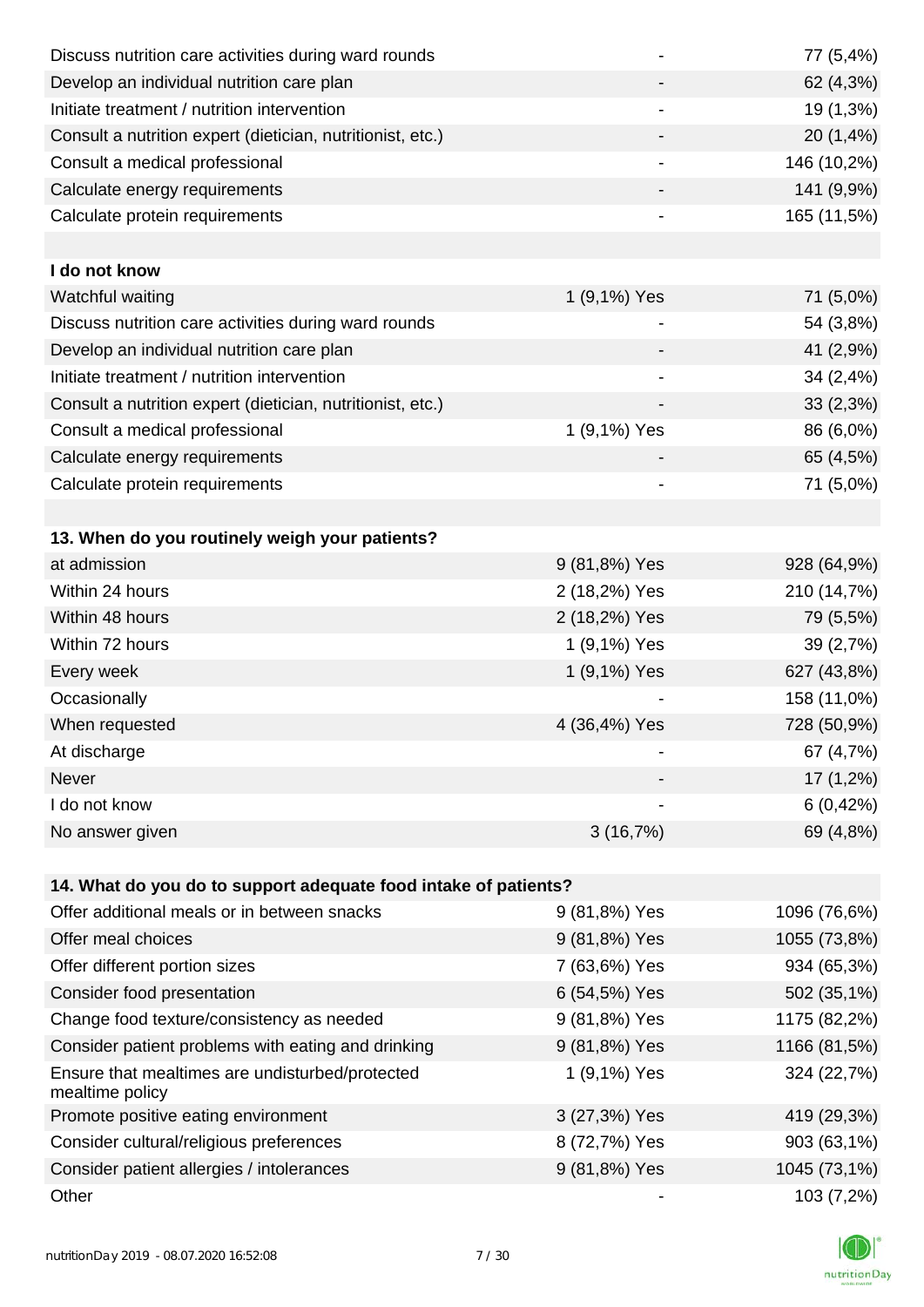| | | |
|---|---|---|
| Discuss nutrition care activities during ward rounds | - | 77 (5,4%) |
| Develop an individual nutrition care plan | - | 62 (4,3%) |
| Initiate treatment / nutrition intervention | - | 19 (1,3%) |
| Consult a nutrition expert (dietician, nutritionist, etc.) | - | 20 (1,4%) |
| Consult a medical professional | - | 146 (10,2%) |
| Calculate energy requirements | - | 141 (9,9%) |
| Calculate protein requirements | - | 165 (11,5%) |
| | | |
| **I do not know** | | |
| Watchful waiting | 1 (9,1%) Yes | 71 (5,0%) |
| Discuss nutrition care activities during ward rounds | - | 54 (3,8%) |
| Develop an individual nutrition care plan | - | 41 (2,9%) |
| Initiate treatment / nutrition intervention | - | 34 (2,4%) |
| Consult a nutrition expert (dietician, nutritionist, etc.) | - | 33 (2,3%) |
| Consult a medical professional | 1 (9,1%) Yes | 86 (6,0%) |
| Calculate energy requirements | - | 65 (4,5%) |
| Calculate protein requirements | - | 71 (5,0%) |
| | | |
| **13. When do you routinely weigh your patients?** | | |
| at admission | 9 (81,8%) Yes | 928 (64,9%) |
| Within 24 hours | 2 (18,2%) Yes | 210 (14,7%) |
| Within 48 hours | 2 (18,2%) Yes | 79 (5,5%) |
| Within 72 hours | 1 (9,1%) Yes | 39 (2,7%) |
| Every week | 1 (9,1%) Yes | 627 (43,8%) |
| Occasionally | - | 158 (11,0%) |
| When requested | 4 (36,4%) Yes | 728 (50,9%) |
| At discharge | - | 67 (4,7%) |
| Never | - | 17 (1,2%) |
| I do not know | - | 6 (0,42%) |
| No answer given | 3 (16,7%) | 69 (4,8%) |
| | | |
| **14. What do you do to support adequate food intake of patients?** | | |
| Offer additional meals or in between snacks | 9 (81,8%) Yes | 1096 (76,6%) |
| Offer meal choices | 9 (81,8%) Yes | 1055 (73,8%) |
| Offer different portion sizes | 7 (63,6%) Yes | 934 (65,3%) |
| Consider food presentation | 6 (54,5%) Yes | 502 (35,1%) |
| Change food texture/consistency as needed | 9 (81,8%) Yes | 1175 (82,2%) |
| Consider patient problems with eating and drinking | 9 (81,8%) Yes | 1166 (81,5%) |
| Ensure that mealtimes are undisturbed/protected mealtime policy | 1 (9,1%) Yes | 324 (22,7%) |
| Promote positive eating environment | 3 (27,3%) Yes | 419 (29,3%) |
| Consider cultural/religious preferences | 8 (72,7%) Yes | 903 (63,1%) |
| Consider patient allergies / intolerances | 9 (81,8%) Yes | 1045 (73,1%) |
| Other | - | 103 (7,2%) |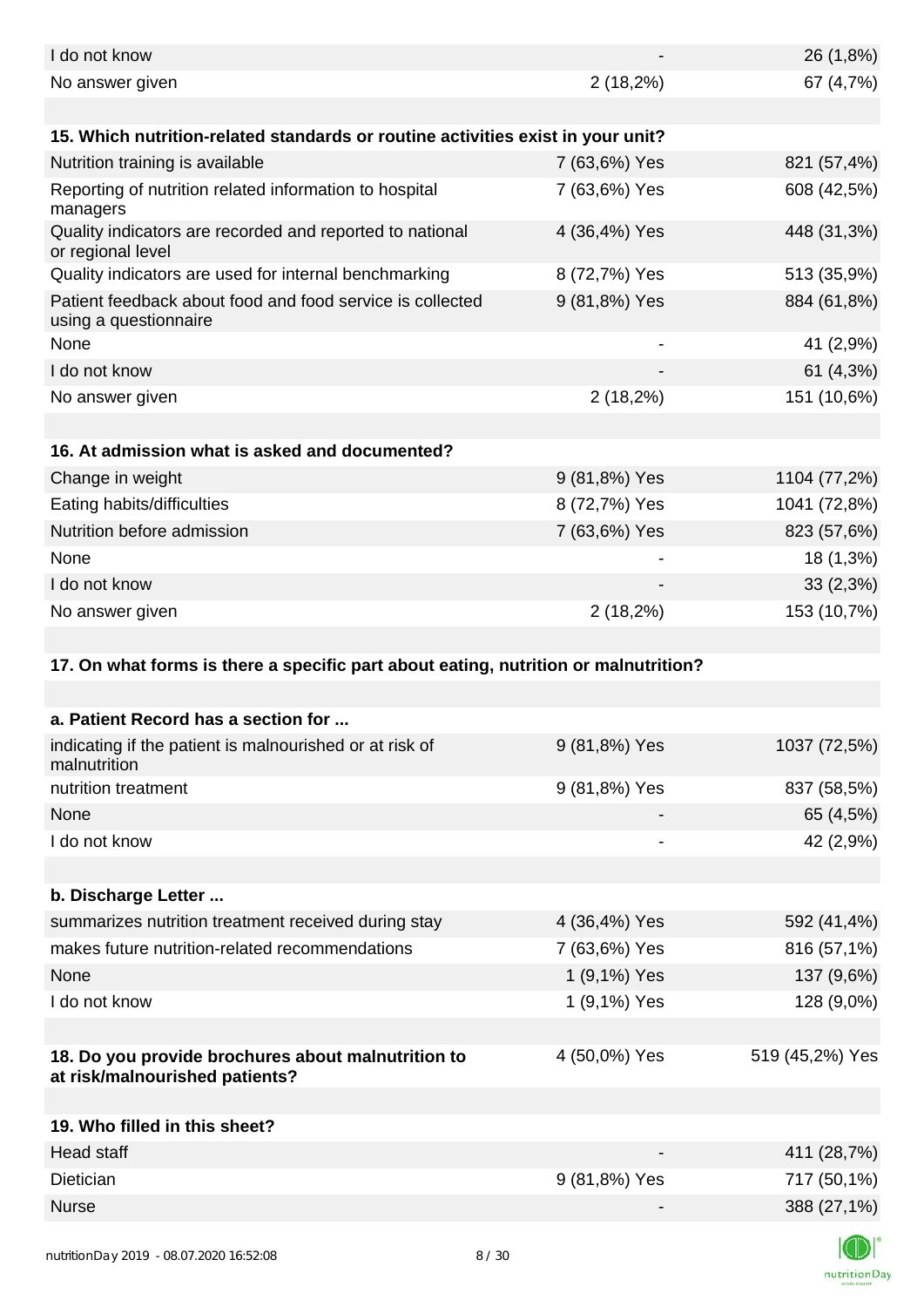| | | |
|---|---|---|
| I do not know | - | 26 (1,8%) |
| No answer given | 2 (18,2%) | 67 (4,7%) |
| | | |
| **15. Which nutrition-related standards or routine activities exist in your unit?** | | |
| Nutrition training is available | 7 (63,6%) Yes | 821 (57,4%) |
| Reporting of nutrition related information to hospital managers | 7 (63,6%) Yes | 608 (42,5%) |
| Quality indicators are recorded and reported to national or regional level | 4 (36,4%) Yes | 448 (31,3%) |
| Quality indicators are used for internal benchmarking | 8 (72,7%) Yes | 513 (35,9%) |
| Patient feedback about food and food service is collected using a questionnaire | 9 (81,8%) Yes | 884 (61,8%) |
| None | - | 41 (2,9%) |
| I do not know | - | 61 (4,3%) |
| No answer given | 2 (18,2%) | 151 (10,6%) |
| | | |
| **16. At admission what is asked and documented?** | | |
| Change in weight | 9 (81,8%) Yes | 1104 (77,2%) |
| Eating habits/difficulties | 8 (72,7%) Yes | 1041 (72,8%) |
| Nutrition before admission | 7 (63,6%) Yes | 823 (57,6%) |
| None | - | 18 (1,3%) |
| I do not know | - | 33 (2,3%) |
| No answer given | 2 (18,2%) | 153 (10,7%) |
| | | |
| **17. On what forms is there a specific part about eating, nutrition or malnutrition?** | | |
| | | |
| **a. Patient Record has a section for ...** | | |
| indicating if the patient is malnourished or at risk of malnutrition | 9 (81,8%) Yes | 1037 (72,5%) |
| nutrition treatment | 9 (81,8%) Yes | 837 (58,5%) |
| None | - | 65 (4,5%) |
| I do not know | - | 42 (2,9%) |
| | | |
| **b. Discharge Letter ...** | | |
| summarizes nutrition treatment received during stay | 4 (36,4%) Yes | 592 (41,4%) |
| makes future nutrition-related recommendations | 7 (63,6%) Yes | 816 (57,1%) |
| None | 1 (9,1%) Yes | 137 (9,6%) |
| I do not know | 1 (9,1%) Yes | 128 (9,0%) |
| | | |
| **18. Do you provide brochures about malnutrition to at risk/malnourished patients?** | 4 (50,0%) Yes | 519 (45,2%) Yes |
| | | |
| **19. Who filled in this sheet?** | | |
| Head staff | - | 411 (28,7%) |
| Dietician | 9 (81,8%) Yes | 717 (50,1%) |
| Nurse | - | 388 (27,1%) |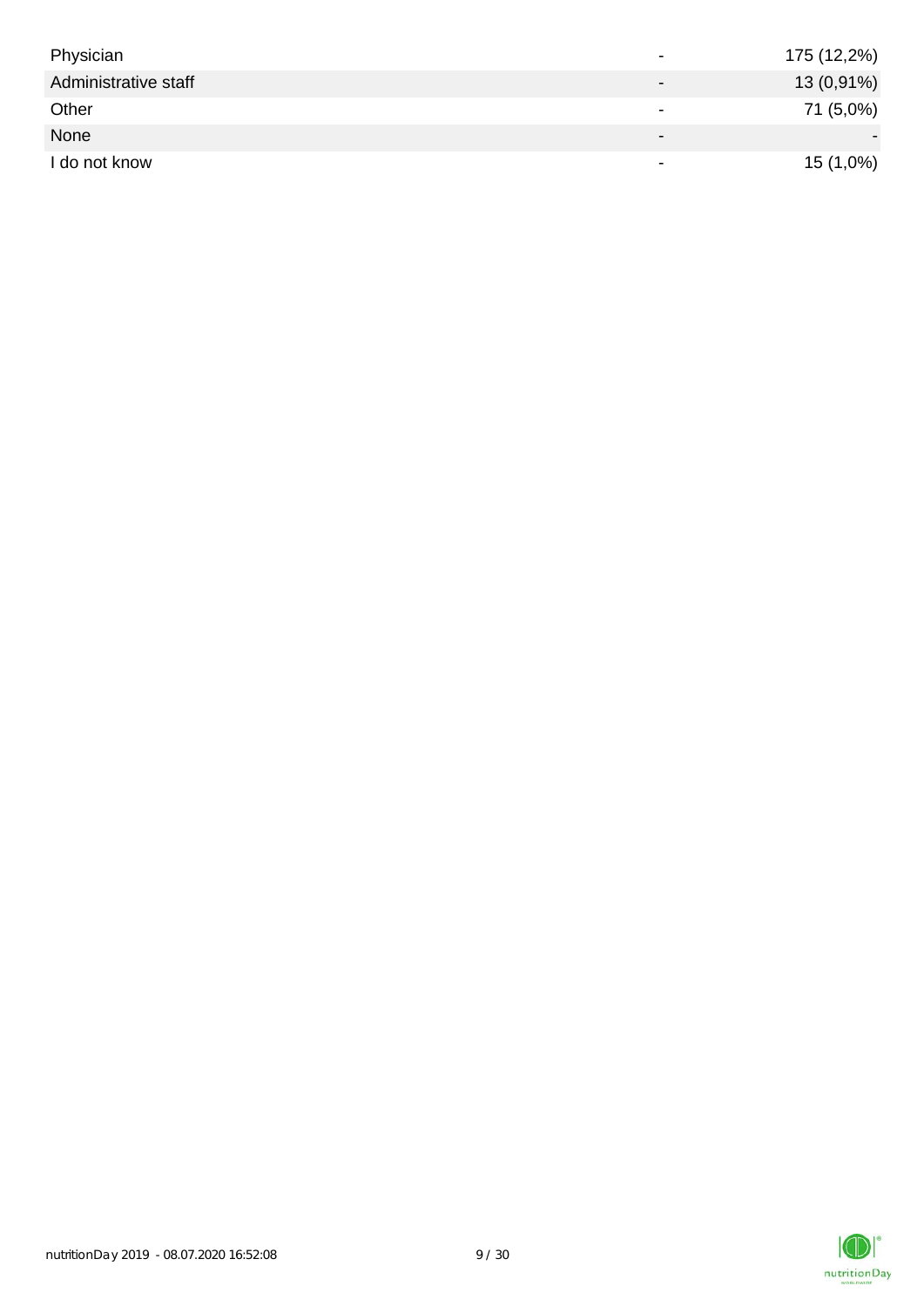| | | |
|---|---|---|
| Physician | - | 175 (12,2%) |
| Administrative staff | - | 13 (0,91%) |
| Other | - | 71 (5,0%) |
| None | - | - |
| I do not know | - | 15 (1,0%) |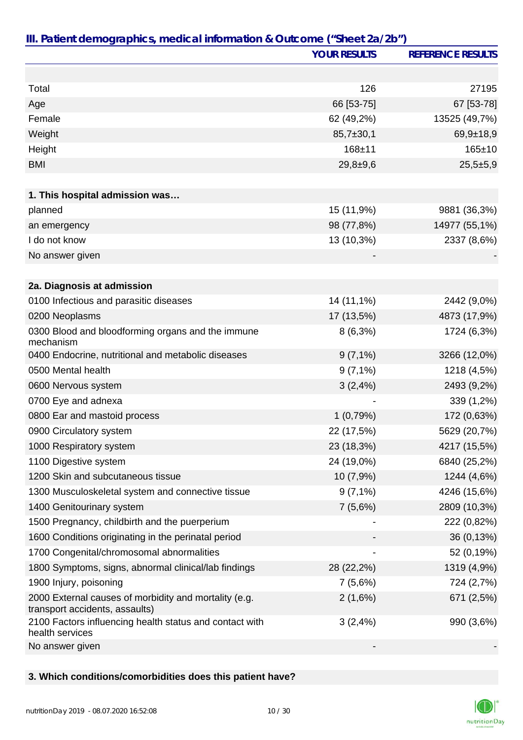## III. Patient demographics, medical information & Outcome ("Sheet 2a/2b")

| | YOUR RESULTS | REFERENCE RESULTS |
|---|---|---|
| Total | 126 | 27195 |
| Age | 66 [53-75] | 67 [53-78] |
| Female | 62 (49,2%) | 13525 (49,7%) |
| Weight | 85,7±30,1 | 69,9±18,9 |
| Height | 168±11 | 165±10 |
| BMI | 29,8±9,6 | 25,5±5,9 |
| **1. This hospital admission was…** | | |
| planned | 15 (11,9%) | 9881 (36,3%) |
| an emergency | 98 (77,8%) | 14977 (55,1%) |
| I do not know | 13 (10,3%) | 2337 (8,6%) |
| No answer given | - | - |
| **2a. Diagnosis at admission** | | |
| 0100 Infectious and parasitic diseases | 14 (11,1%) | 2442 (9,0%) |
| 0200 Neoplasms | 17 (13,5%) | 4873 (17,9%) |
| 0300 Blood and bloodforming organs and the immune mechanism | 8 (6,3%) | 1724 (6,3%) |
| 0400 Endocrine, nutritional and metabolic diseases | 9 (7,1%) | 3266 (12,0%) |
| 0500 Mental health | 9 (7,1%) | 1218 (4,5%) |
| 0600 Nervous system | 3 (2,4%) | 2493 (9,2%) |
| 0700 Eye and adnexa | - | 339 (1,2%) |
| 0800 Ear and mastoid process | 1 (0,79%) | 172 (0,63%) |
| 0900 Circulatory system | 22 (17,5%) | 5629 (20,7%) |
| 1000 Respiratory system | 23 (18,3%) | 4217 (15,5%) |
| 1100 Digestive system | 24 (19,0%) | 6840 (25,2%) |
| 1200 Skin and subcutaneous tissue | 10 (7,9%) | 1244 (4,6%) |
| 1300 Musculoskeletal system and connective tissue | 9 (7,1%) | 4246 (15,6%) |
| 1400 Genitourinary system | 7 (5,6%) | 2809 (10,3%) |
| 1500 Pregnancy, childbirth and the puerperium | - | 222 (0,82%) |
| 1600 Conditions originating in the perinatal period | - | 36 (0,13%) |
| 1700 Congenital/chromosomal abnormalities | - | 52 (0,19%) |
| 1800 Symptoms, signs, abnormal clinical/lab findings | 28 (22,2%) | 1319 (4,9%) |
| 1900 Injury, poisoning | 7 (5,6%) | 724 (2,7%) |
| 2000 External causes of morbidity and mortality (e.g. transport accidents, assaults) | 2 (1,6%) | 671 (2,5%) |
| 2100 Factors influencing health status and contact with health services | 3 (2,4%) | 990 (3,6%) |
| No answer given | - | - |

**3. Which conditions/comorbidities does this patient have?**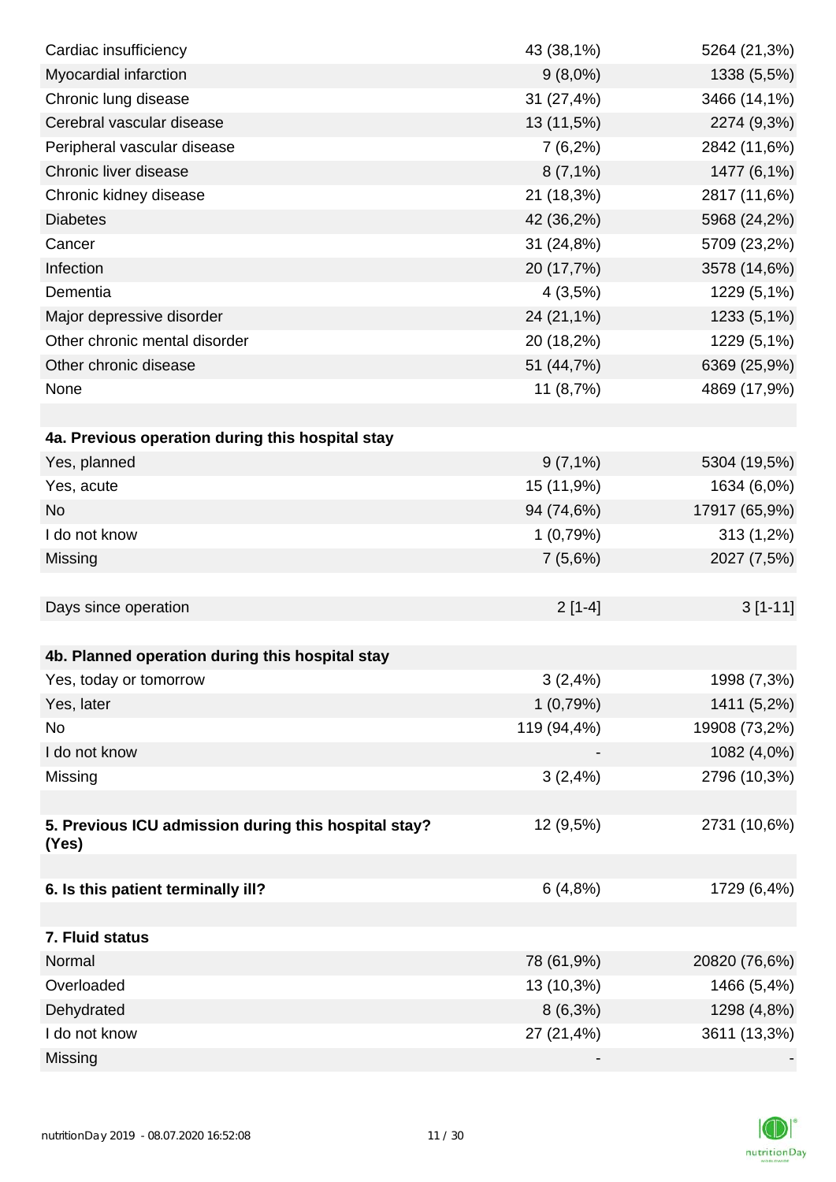| | | |
|---|---|---|
| Cardiac insufficiency | 43 (38,1%) | 5264 (21,3%) |
| Myocardial infarction | 9 (8,0%) | 1338 (5,5%) |
| Chronic lung disease | 31 (27,4%) | 3466 (14,1%) |
| Cerebral vascular disease | 13 (11,5%) | 2274 (9,3%) |
| Peripheral vascular disease | 7 (6,2%) | 2842 (11,6%) |
| Chronic liver disease | 8 (7,1%) | 1477 (6,1%) |
| Chronic kidney disease | 21 (18,3%) | 2817 (11,6%) |
| Diabetes | 42 (36,2%) | 5968 (24,2%) |
| Cancer | 31 (24,8%) | 5709 (23,2%) |
| Infection | 20 (17,7%) | 3578 (14,6%) |
| Dementia | 4 (3,5%) | 1229 (5,1%) |
| Major depressive disorder | 24 (21,1%) | 1233 (5,1%) |
| Other chronic mental disorder | 20 (18,2%) | 1229 (5,1%) |
| Other chronic disease | 51 (44,7%) | 6369 (25,9%) |
| None | 11 (8,7%) | 4869 (17,9%) |
| | | |
| **4a. Previous operation during this hospital stay** | | |
| Yes, planned | 9 (7,1%) | 5304 (19,5%) |
| Yes, acute | 15 (11,9%) | 1634 (6,0%) |
| No | 94 (74,6%) | 17917 (65,9%) |
| I do not know | 1 (0,79%) | 313 (1,2%) |
| Missing | 7 (5,6%) | 2027 (7,5%) |
| | | |
| Days since operation | 2 [1-4] | 3 [1-11] |
| | | |
| **4b. Planned operation during this hospital stay** | | |
| Yes, today or tomorrow | 3 (2,4%) | 1998 (7,3%) |
| Yes, later | 1 (0,79%) | 1411 (5,2%) |
| No | 119 (94,4%) | 19908 (73,2%) |
| I do not know | - | 1082 (4,0%) |
| Missing | 3 (2,4%) | 2796 (10,3%) |
| | | |
| **5. Previous ICU admission during this hospital stay? (Yes)** | 12 (9,5%) | 2731 (10,6%) |
| | | |
| **6. Is this patient terminally ill?** | 6 (4,8%) | 1729 (6,4%) |
| | | |
| **7. Fluid status** | | |
| Normal | 78 (61,9%) | 20820 (76,6%) |
| Overloaded | 13 (10,3%) | 1466 (5,4%) |
| Dehydrated | 8 (6,3%) | 1298 (4,8%) |
| I do not know | 27 (21,4%) | 3611 (13,3%) |
| Missing | - | - |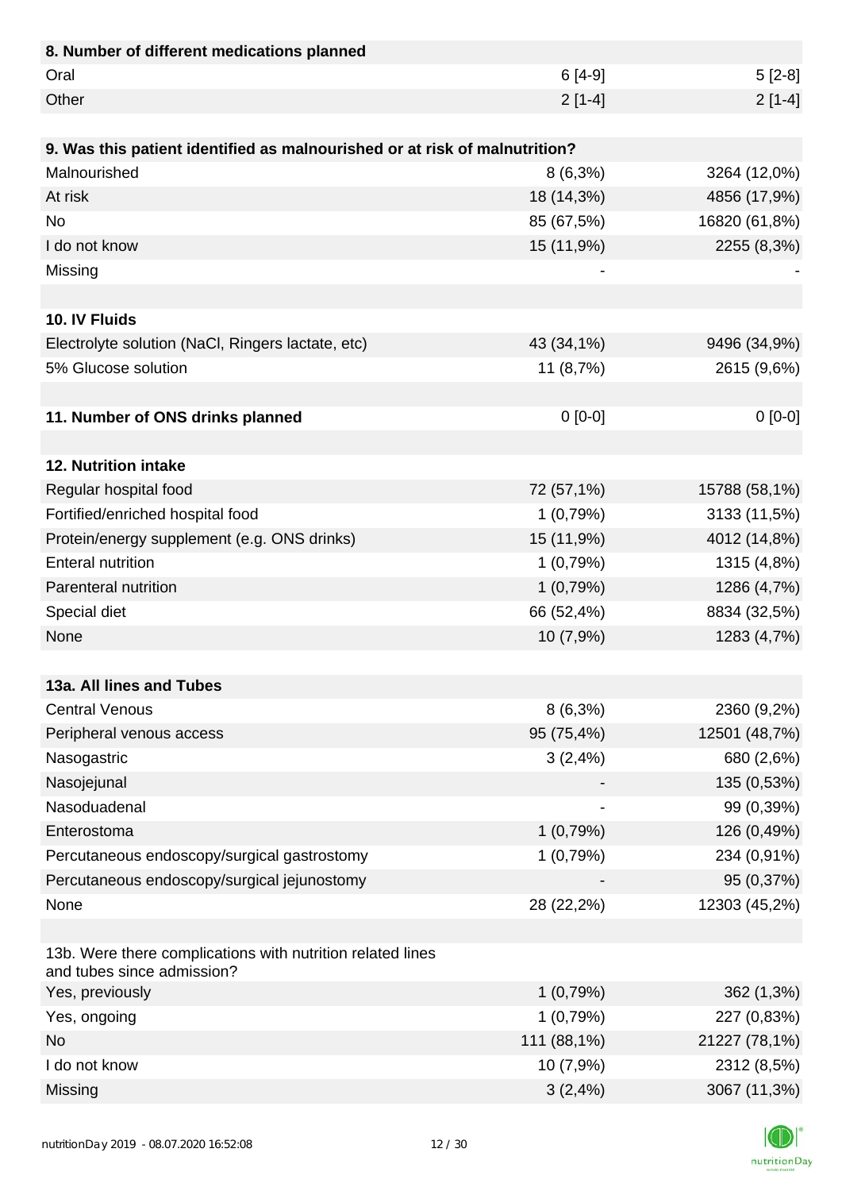| 8. Number of different medications planned | | |
|---|---|---|
| Oral | 6 [4-9] | 5 [2-8] |
| Other | 2 [1-4] | 2 [1-4] |

| 9. Was this patient identified as malnourished or at risk of malnutrition? | | |
|---|---|---|
| Malnourished | 8 (6,3%) | 3264 (12,0%) |
| At risk | 18 (14,3%) | 4856 (17,9%) |
| No | 85 (67,5%) | 16820 (61,8%) |
| I do not know | 15 (11,9%) | 2255 (8,3%) |
| Missing | - | - |

| 10. IV Fluids | | |
|---|---|---|
| Electrolyte solution (NaCl, Ringers lactate, etc) | 43 (34,1%) | 9496 (34,9%) |
| 5% Glucose solution | 11 (8,7%) | 2615 (9,6%) |

| 11. Number of ONS drinks planned | 0 [0-0] | 0 [0-0] |
|---|---|---|

| 12. Nutrition intake | | |
|---|---|---|
| Regular hospital food | 72 (57,1%) | 15788 (58,1%) |
| Fortified/enriched hospital food | 1 (0,79%) | 3133 (11,5%) |
| Protein/energy supplement (e.g. ONS drinks) | 15 (11,9%) | 4012 (14,8%) |
| Enteral nutrition | 1 (0,79%) | 1315 (4,8%) |
| Parenteral nutrition | 1 (0,79%) | 1286 (4,7%) |
| Special diet | 66 (52,4%) | 8834 (32,5%) |
| None | 10 (7,9%) | 1283 (4,7%) |

| 13a. All lines and Tubes | | |
|---|---|---|
| Central Venous | 8 (6,3%) | 2360 (9,2%) |
| Peripheral venous access | 95 (75,4%) | 12501 (48,7%) |
| Nasogastric | 3 (2,4%) | 680 (2,6%) |
| Nasojejunal | - | 135 (0,53%) |
| Nasoduadenal | - | 99 (0,39%) |
| Enterostoma | 1 (0,79%) | 126 (0,49%) |
| Percutaneous endoscopy/surgical gastrostomy | 1 (0,79%) | 234 (0,91%) |
| Percutaneous endoscopy/surgical jejunostomy | - | 95 (0,37%) |
| None | 28 (22,2%) | 12303 (45,2%) |

| 13b. Were there complications with nutrition related lines and tubes since admission? | | |
|---|---|---|
| Yes, previously | 1 (0,79%) | 362 (1,3%) |
| Yes, ongoing | 1 (0,79%) | 227 (0,83%) |
| No | 111 (88,1%) | 21227 (78,1%) |
| I do not know | 10 (7,9%) | 2312 (8,5%) |
| Missing | 3 (2,4%) | 3067 (11,3%) |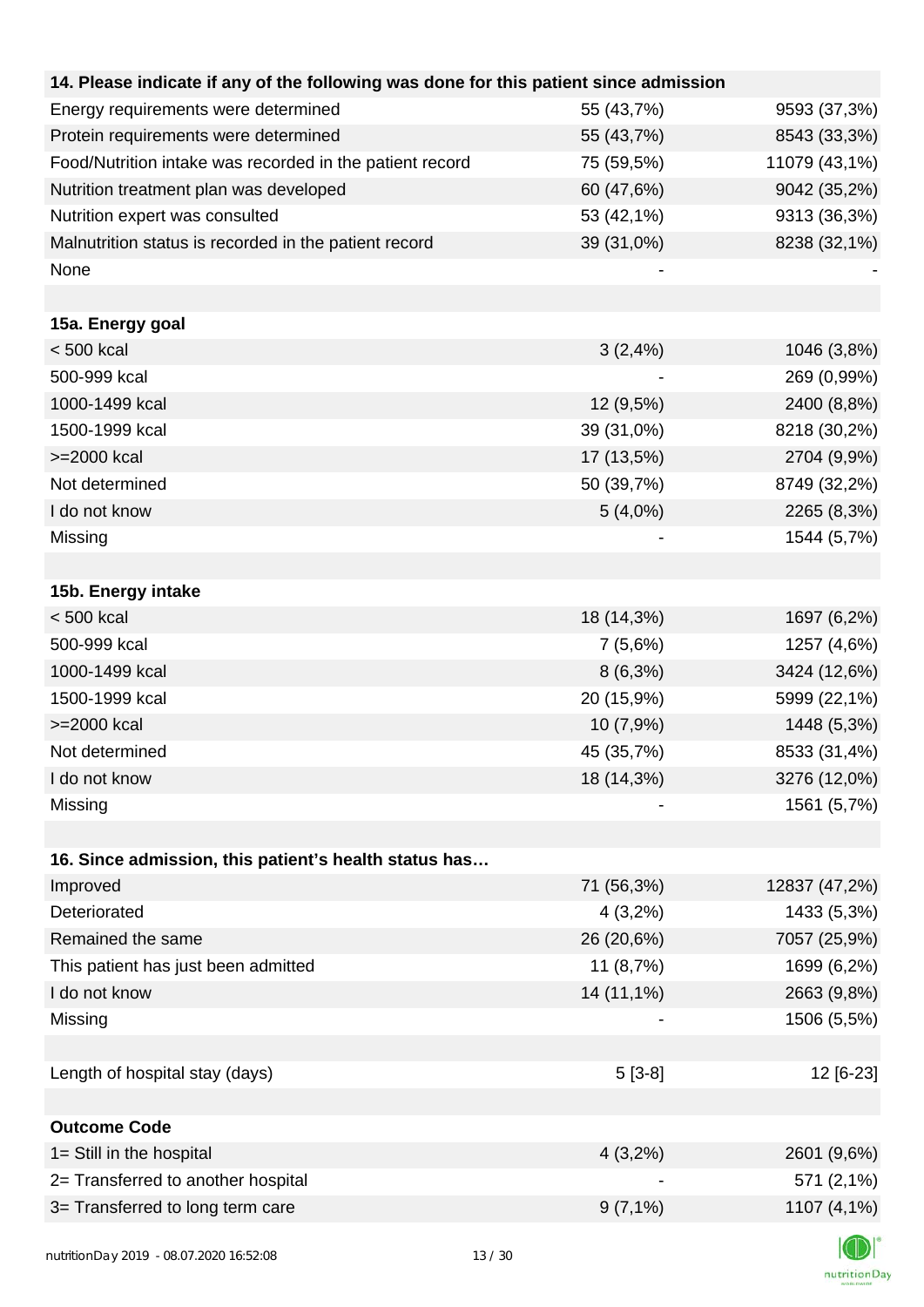| 14. Please indicate if any of the following was done for this patient since admission | | |
|---|---|---|
| Energy requirements were determined | 55 (43,7%) | 9593 (37,3%) |
| Protein requirements were determined | 55 (43,7%) | 8543 (33,3%) |
| Food/Nutrition intake was recorded in the patient record | 75 (59,5%) | 11079 (43,1%) |
| Nutrition treatment plan was developed | 60 (47,6%) | 9042 (35,2%) |
| Nutrition expert was consulted | 53 (42,1%) | 9313 (36,3%) |
| Malnutrition status is recorded in the patient record | 39 (31,0%) | 8238 (32,1%) |
| None | - | - |
| | | |
| **15a. Energy goal** | | |
| < 500 kcal | 3 (2,4%) | 1046 (3,8%) |
| 500-999 kcal | - | 269 (0,99%) |
| 1000-1499 kcal | 12 (9,5%) | 2400 (8,8%) |
| 1500-1999 kcal | 39 (31,0%) | 8218 (30,2%) |
| >=2000 kcal | 17 (13,5%) | 2704 (9,9%) |
| Not determined | 50 (39,7%) | 8749 (32,2%) |
| I do not know | 5 (4,0%) | 2265 (8,3%) |
| Missing | - | 1544 (5,7%) |
| | | |
| **15b. Energy intake** | | |
| < 500 kcal | 18 (14,3%) | 1697 (6,2%) |
| 500-999 kcal | 7 (5,6%) | 1257 (4,6%) |
| 1000-1499 kcal | 8 (6,3%) | 3424 (12,6%) |
| 1500-1999 kcal | 20 (15,9%) | 5999 (22,1%) |
| >=2000 kcal | 10 (7,9%) | 1448 (5,3%) |
| Not determined | 45 (35,7%) | 8533 (31,4%) |
| I do not know | 18 (14,3%) | 3276 (12,0%) |
| Missing | - | 1561 (5,7%) |
| | | |
| **16. Since admission, this patient's health status has…** | | |
| Improved | 71 (56,3%) | 12837 (47,2%) |
| Deteriorated | 4 (3,2%) | 1433 (5,3%) |
| Remained the same | 26 (20,6%) | 7057 (25,9%) |
| This patient has just been admitted | 11 (8,7%) | 1699 (6,2%) |
| I do not know | 14 (11,1%) | 2663 (9,8%) |
| Missing | - | 1506 (5,5%) |
| | | |
| Length of hospital stay (days) | 5 [3-8] | 12 [6-23] |
| | | |
| **Outcome Code** | | |
| 1= Still in the hospital | 4 (3,2%) | 2601 (9,6%) |
| 2= Transferred to another hospital | - | 571 (2,1%) |
| 3= Transferred to long term care | 9 (7,1%) | 1107 (4,1%) |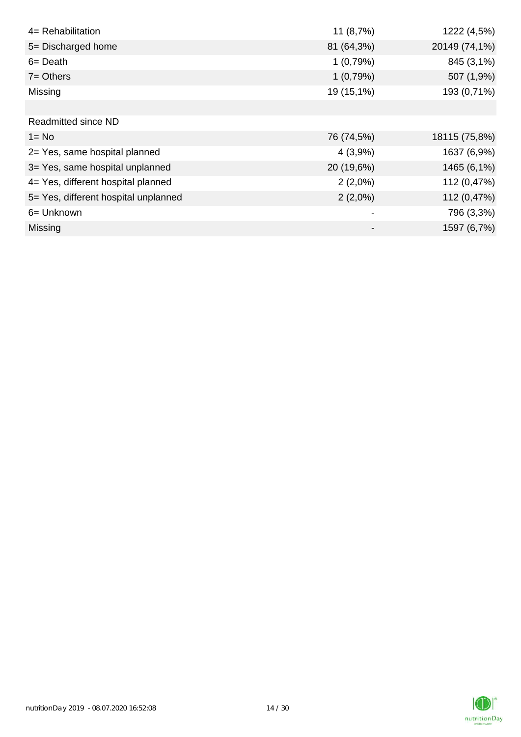| | | |
|---|---|---|
| 4= Rehabilitation | 11 (8,7%) | 1222 (4,5%) |
| 5= Discharged home | 81 (64,3%) | 20149 (74,1%) |
| 6= Death | 1 (0,79%) | 845 (3,1%) |
| 7= Others | 1 (0,79%) | 507 (1,9%) |
| Missing | 19 (15,1%) | 193 (0,71%) |
| | | |
| Readmitted since ND | | |
| 1= No | 76 (74,5%) | 18115 (75,8%) |
| 2= Yes, same hospital planned | 4 (3,9%) | 1637 (6,9%) |
| 3= Yes, same hospital unplanned | 20 (19,6%) | 1465 (6,1%) |
| 4= Yes, different hospital planned | 2 (2,0%) | 112 (0,47%) |
| 5= Yes, different hospital unplanned | 2 (2,0%) | 112 (0,47%) |
| 6= Unknown | - | 796 (3,3%) |
| Missing | - | 1597 (6,7%) |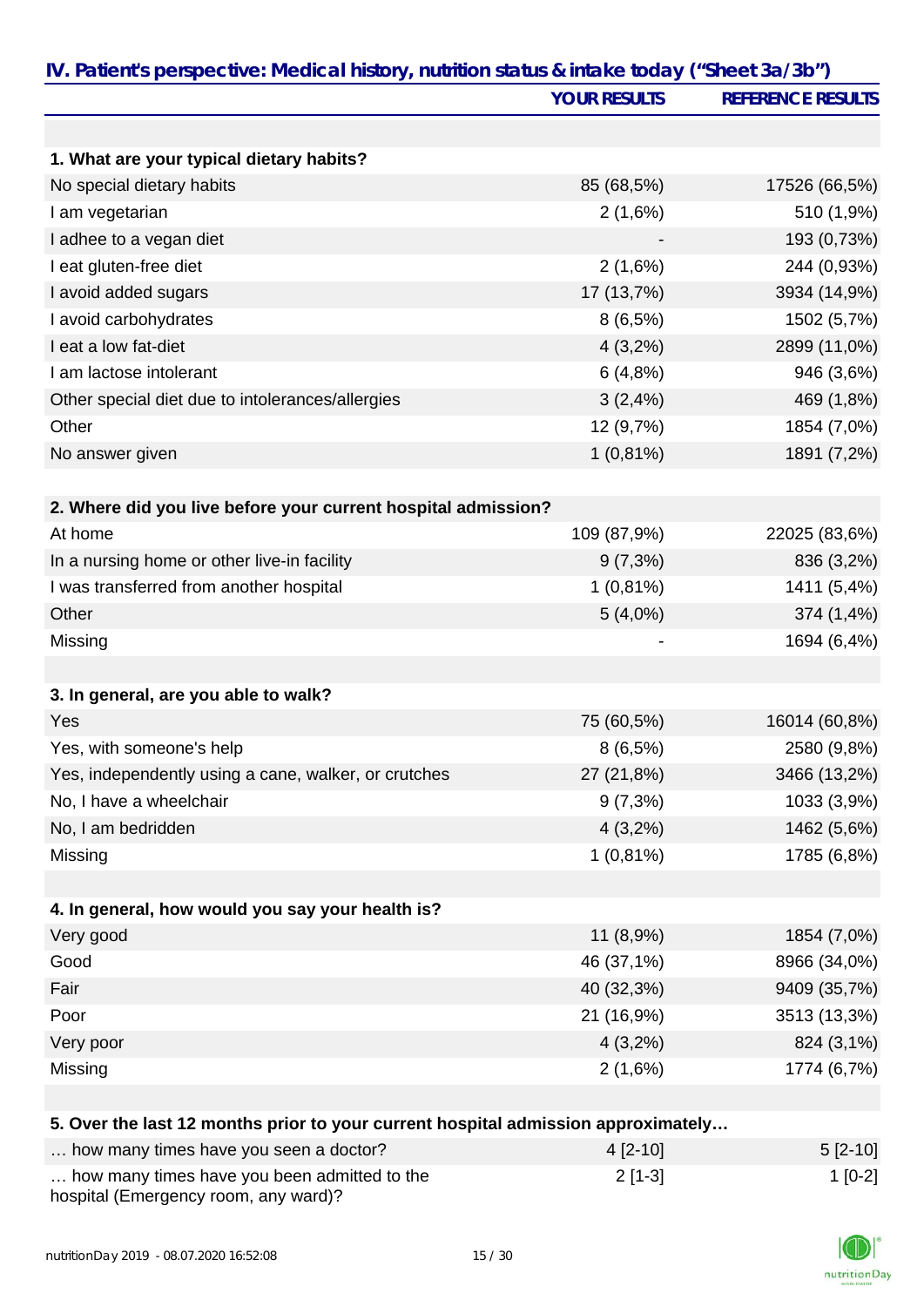## IV. Patient's perspective: Medical history, nutrition status & intake today ("Sheet 3a/3b")

| | YOUR RESULTS | REFERENCE RESULTS |
|---|---|---|
| **1. What are your typical dietary habits?** | | |
| No special dietary habits | 85 (68,5%) | 17526 (66,5%) |
| I am vegetarian | 2 (1,6%) | 510 (1,9%) |
| I adhee to a vegan diet | - | 193 (0,73%) |
| I eat gluten-free diet | 2 (1,6%) | 244 (0,93%) |
| I avoid added sugars | 17 (13,7%) | 3934 (14,9%) |
| I avoid carbohydrates | 8 (6,5%) | 1502 (5,7%) |
| I eat a low fat-diet | 4 (3,2%) | 2899 (11,0%) |
| I am lactose intolerant | 6 (4,8%) | 946 (3,6%) |
| Other special diet due to intolerances/allergies | 3 (2,4%) | 469 (1,8%) |
| Other | 12 (9,7%) | 1854 (7,0%) |
| No answer given | 1 (0,81%) | 1891 (7,2%) |
| **2. Where did you live before your current hospital admission?** | | |
| At home | 109 (87,9%) | 22025 (83,6%) |
| In a nursing home or other live-in facility | 9 (7,3%) | 836 (3,2%) |
| I was transferred from another hospital | 1 (0,81%) | 1411 (5,4%) |
| Other | 5 (4,0%) | 374 (1,4%) |
| Missing | - | 1694 (6,4%) |
| **3. In general, are you able to walk?** | | |
| Yes | 75 (60,5%) | 16014 (60,8%) |
| Yes, with someone's help | 8 (6,5%) | 2580 (9,8%) |
| Yes, independently using a cane, walker, or crutches | 27 (21,8%) | 3466 (13,2%) |
| No, I have a wheelchair | 9 (7,3%) | 1033 (3,9%) |
| No, I am bedridden | 4 (3,2%) | 1462 (5,6%) |
| Missing | 1 (0,81%) | 1785 (6,8%) |
| **4. In general, how would you say your health is?** | | |
| Very good | 11 (8,9%) | 1854 (7,0%) |
| Good | 46 (37,1%) | 8966 (34,0%) |
| Fair | 40 (32,3%) | 9409 (35,7%) |
| Poor | 21 (16,9%) | 3513 (13,3%) |
| Very poor | 4 (3,2%) | 824 (3,1%) |
| Missing | 2 (1,6%) | 1774 (6,7%) |
| **5. Over the last 12 months prior to your current hospital admission approximately…** | | |
| … how many times have you seen a doctor? | 4 [2-10] | 5 [2-10] |
| … how many times have you been admitted to the hospital (Emergency room, any ward)? | 2 [1-3] | 1 [0-2] |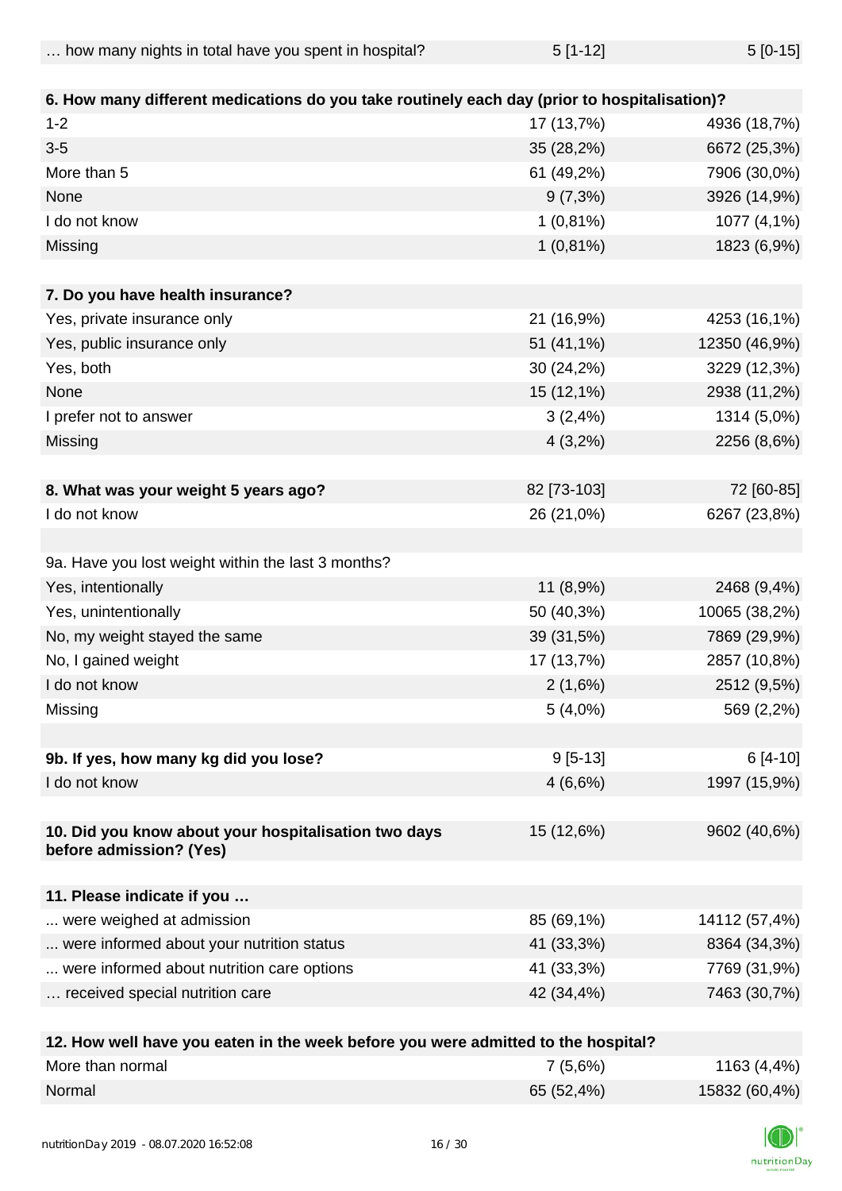| … how many nights in total have you spent in hospital? | 5 [1-12] | 5 [0-15] |
|---|---|---|
| | | |
| **6. How many different medications do you take routinely each day (prior to hospitalisation)?** | | |
| 1-2 | 17 (13,7%) | 4936 (18,7%) |
| 3-5 | 35 (28,2%) | 6672 (25,3%) |
| More than 5 | 61 (49,2%) | 7906 (30,0%) |
| None | 9 (7,3%) | 3926 (14,9%) |
| I do not know | 1 (0,81%) | 1077 (4,1%) |
| Missing | 1 (0,81%) | 1823 (6,9%) |
| | | |
| **7. Do you have health insurance?** | | |
| Yes, private insurance only | 21 (16,9%) | 4253 (16,1%) |
| Yes, public insurance only | 51 (41,1%) | 12350 (46,9%) |
| Yes, both | 30 (24,2%) | 3229 (12,3%) |
| None | 15 (12,1%) | 2938 (11,2%) |
| I prefer not to answer | 3 (2,4%) | 1314 (5,0%) |
| Missing | 4 (3,2%) | 2256 (8,6%) |
| | | |
| **8. What was your weight 5 years ago?** | 82 [73-103] | 72 [60-85] |
| I do not know | 26 (21,0%) | 6267 (23,8%) |
| | | |
| 9a. Have you lost weight within the last 3 months? | | |
| Yes, intentionally | 11 (8,9%) | 2468 (9,4%) |
| Yes, unintentionally | 50 (40,3%) | 10065 (38,2%) |
| No, my weight stayed the same | 39 (31,5%) | 7869 (29,9%) |
| No, I gained weight | 17 (13,7%) | 2857 (10,8%) |
| I do not know | 2 (1,6%) | 2512 (9,5%) |
| Missing | 5 (4,0%) | 569 (2,2%) |
| | | |
| **9b. If yes, how many kg did you lose?** | 9 [5-13] | 6 [4-10] |
| I do not know | 4 (6,6%) | 1997 (15,9%) |
| | | |
| **10. Did you know about your hospitalisation two days before admission? (Yes)** | 15 (12,6%) | 9602 (40,6%) |
| | | |
| **11. Please indicate if you …** | | |
| ... were weighed at admission | 85 (69,1%) | 14112 (57,4%) |
| ... were informed about your nutrition status | 41 (33,3%) | 8364 (34,3%) |
| ... were informed about nutrition care options | 41 (33,3%) | 7769 (31,9%) |
| … received special nutrition care | 42 (34,4%) | 7463 (30,7%) |
| | | |
| **12. How well have you eaten in the week before you were admitted to the hospital?** | | |
| More than normal | 7 (5,6%) | 1163 (4,4%) |
| Normal | 65 (52,4%) | 15832 (60,4%) |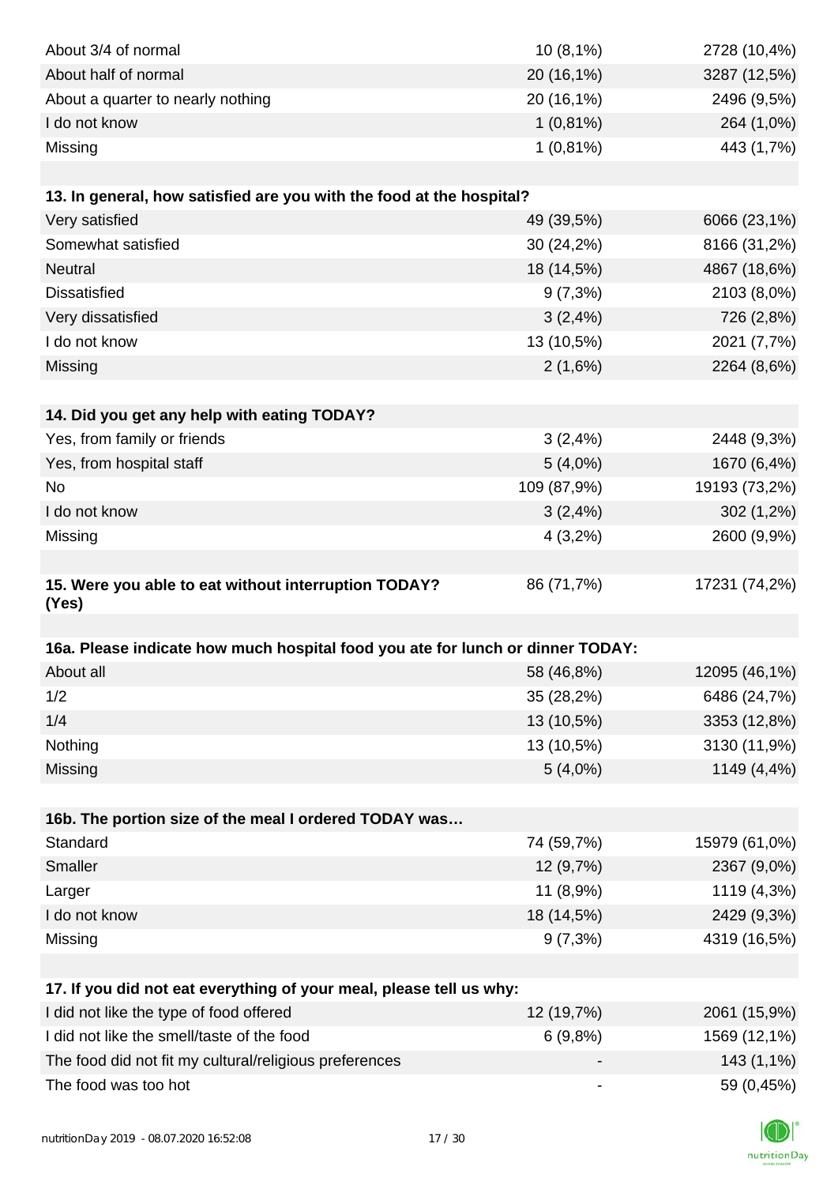| | | |
|---|---|---|
| About 3/4 of normal | 10 (8,1%) | 2728 (10,4%) |
| About half of normal | 20 (16,1%) | 3287 (12,5%) |
| About a quarter to nearly nothing | 20 (16,1%) | 2496 (9,5%) |
| I do not know | 1 (0,81%) | 264 (1,0%) |
| Missing | 1 (0,81%) | 443 (1,7%) |

| **13. In general, how satisfied are you with the food at the hospital?** | | |
|---|---|---|
| Very satisfied | 49 (39,5%) | 6066 (23,1%) |
| Somewhat satisfied | 30 (24,2%) | 8166 (31,2%) |
| Neutral | 18 (14,5%) | 4867 (18,6%) |
| Dissatisfied | 9 (7,3%) | 2103 (8,0%) |
| Very dissatisfied | 3 (2,4%) | 726 (2,8%) |
| I do not know | 13 (10,5%) | 2021 (7,7%) |
| Missing | 2 (1,6%) | 2264 (8,6%) |

| **14. Did you get any help with eating TODAY?** | | |
|---|---|---|
| Yes, from family or friends | 3 (2,4%) | 2448 (9,3%) |
| Yes, from hospital staff | 5 (4,0%) | 1670 (6,4%) |
| No | 109 (87,9%) | 19193 (73,2%) |
| I do not know | 3 (2,4%) | 302 (1,2%) |
| Missing | 4 (3,2%) | 2600 (9,9%) |

| **15. Were you able to eat without interruption TODAY? (Yes)** | 86 (71,7%) | 17231 (74,2%) |
|---|---|---|

| **16a. Please indicate how much hospital food you ate for lunch or dinner TODAY:** | | |
|---|---|---|
| About all | 58 (46,8%) | 12095 (46,1%) |
| 1/2 | 35 (28,2%) | 6486 (24,7%) |
| 1/4 | 13 (10,5%) | 3353 (12,8%) |
| Nothing | 13 (10,5%) | 3130 (11,9%) |
| Missing | 5 (4,0%) | 1149 (4,4%) |

| **16b. The portion size of the meal I ordered TODAY was…** | | |
|---|---|---|
| Standard | 74 (59,7%) | 15979 (61,0%) |
| Smaller | 12 (9,7%) | 2367 (9,0%) |
| Larger | 11 (8,9%) | 1119 (4,3%) |
| I do not know | 18 (14,5%) | 2429 (9,3%) |
| Missing | 9 (7,3%) | 4319 (16,5%) |

| **17. If you did not eat everything of your meal, please tell us why:** | | |
|---|---|---|
| I did not like the type of food offered | 12 (19,7%) | 2061 (15,9%) |
| I did not like the smell/taste of the food | 6 (9,8%) | 1569 (12,1%) |
| The food did not fit my cultural/religious preferences | - | 143 (1,1%) |
| The food was too hot | - | 59 (0,45%) |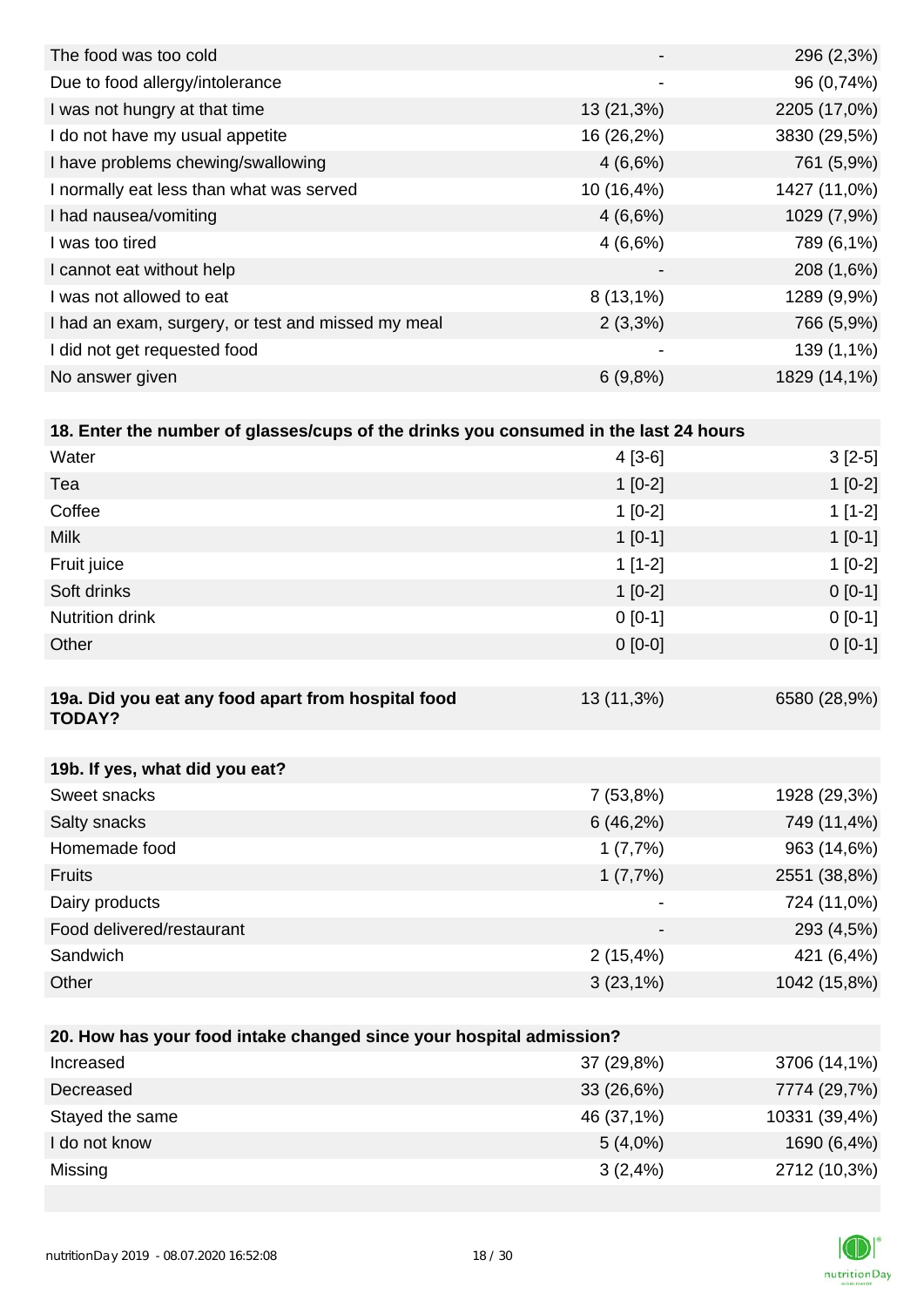| | | |
|---|---|---|
| The food was too cold | - | 296 (2,3%) |
| Due to food allergy/intolerance | - | 96 (0,74%) |
| I was not hungry at that time | 13 (21,3%) | 2205 (17,0%) |
| I do not have my usual appetite | 16 (26,2%) | 3830 (29,5%) |
| I have problems chewing/swallowing | 4 (6,6%) | 761 (5,9%) |
| I normally eat less than what was served | 10 (16,4%) | 1427 (11,0%) |
| I had nausea/vomiting | 4 (6,6%) | 1029 (7,9%) |
| I was too tired | 4 (6,6%) | 789 (6,1%) |
| I cannot eat without help | - | 208 (1,6%) |
| I was not allowed to eat | 8 (13,1%) | 1289 (9,9%) |
| I had an exam, surgery, or test and missed my meal | 2 (3,3%) | 766 (5,9%) |
| I did not get requested food | - | 139 (1,1%) |
| No answer given | 6 (9,8%) | 1829 (14,1%) |

| 18. Enter the number of glasses/cups of the drinks you consumed in the last 24 hours | | |
|---|---|---|
| Water | 4 [3-6] | 3 [2-5] |
| Tea | 1 [0-2] | 1 [0-2] |
| Coffee | 1 [0-2] | 1 [1-2] |
| Milk | 1 [0-1] | 1 [0-1] |
| Fruit juice | 1 [1-2] | 1 [0-2] |
| Soft drinks | 1 [0-2] | 0 [0-1] |
| Nutrition drink | 0 [0-1] | 0 [0-1] |
| Other | 0 [0-0] | 0 [0-1] |

| 19a. Did you eat any food apart from hospital food TODAY? | 13 (11,3%) | 6580 (28,9%) |
|---|---|---|

| 19b. If yes, what did you eat? | | |
|---|---|---|
| Sweet snacks | 7 (53,8%) | 1928 (29,3%) |
| Salty snacks | 6 (46,2%) | 749 (11,4%) |
| Homemade food | 1 (7,7%) | 963 (14,6%) |
| Fruits | 1 (7,7%) | 2551 (38,8%) |
| Dairy products | - | 724 (11,0%) |
| Food delivered/restaurant | - | 293 (4,5%) |
| Sandwich | 2 (15,4%) | 421 (6,4%) |
| Other | 3 (23,1%) | 1042 (15,8%) |

| 20. How has your food intake changed since your hospital admission? | | |
|---|---|---|
| Increased | 37 (29,8%) | 3706 (14,1%) |
| Decreased | 33 (26,6%) | 7774 (29,7%) |
| Stayed the same | 46 (37,1%) | 10331 (39,4%) |
| I do not know | 5 (4,0%) | 1690 (6,4%) |
| Missing | 3 (2,4%) | 2712 (10,3%) |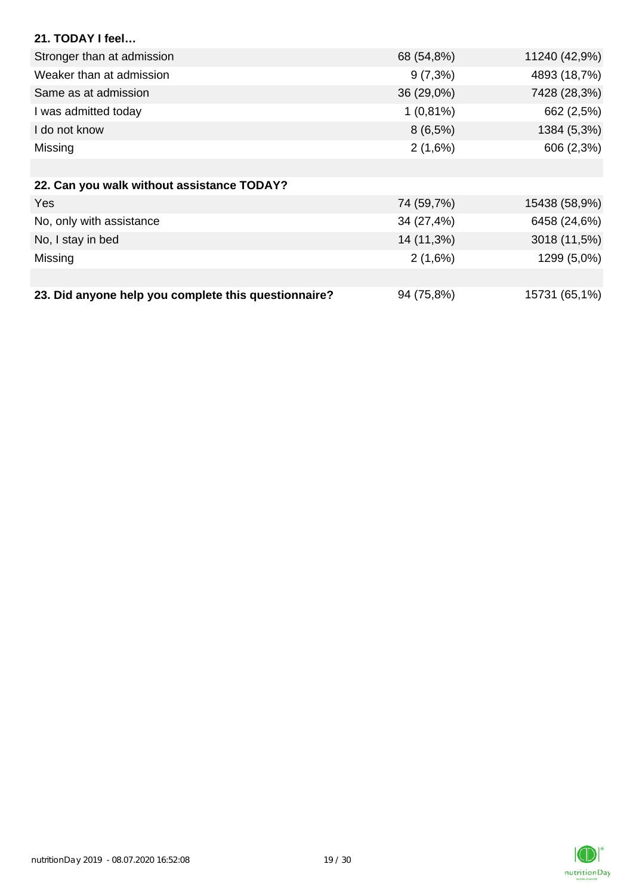**21. TODAY I feel…**

| | | |
|---|---|---|
| Stronger than at admission | 68 (54,8%) | 11240 (42,9%) |
| Weaker than at admission | 9 (7,3%) | 4893 (18,7%) |
| Same as at admission | 36 (29,0%) | 7428 (28,3%) |
| I was admitted today | 1 (0,81%) | 662 (2,5%) |
| I do not know | 8 (6,5%) | 1384 (5,3%) |
| Missing | 2 (1,6%) | 606 (2,3%) |

**22. Can you walk without assistance TODAY?**

| | | |
|---|---|---|
| Yes | 74 (59,7%) | 15438 (58,9%) |
| No, only with assistance | 34 (27,4%) | 6458 (24,6%) |
| No, I stay in bed | 14 (11,3%) | 3018 (11,5%) |
| Missing | 2 (1,6%) | 1299 (5,0%) |

| | | |
|---|---|---|
| **23. Did anyone help you complete this questionnaire?** | 94 (75,8%) | 15731 (65,1%) |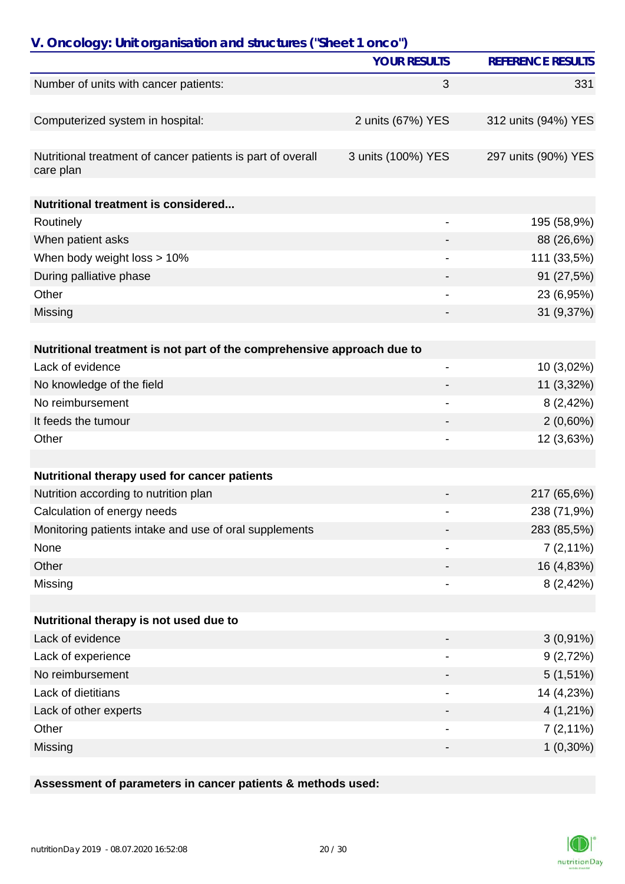## V. Oncology: Unit organisation and structures ("Sheet 1 onco")

| | YOUR RESULTS | REFERENCE RESULTS |
|---|---|---|
| Number of units with cancer patients: | 3 | 331 |
| | | |
| Computerized system in hospital: | 2 units (67%) YES | 312 units (94%) YES |
| | | |
| Nutritional treatment of cancer patients is part of overall care plan | 3 units (100%) YES | 297 units (90%) YES |
| | | |
| **Nutritional treatment is considered...** | | |
| Routinely | - | 195 (58,9%) |
| When patient asks | - | 88 (26,6%) |
| When body weight loss > 10% | - | 111 (33,5%) |
| During palliative phase | - | 91 (27,5%) |
| Other | - | 23 (6,95%) |
| Missing | - | 31 (9,37%) |
| | | |
| **Nutritional treatment is not part of the comprehensive approach due to** | | |
| Lack of evidence | - | 10 (3,02%) |
| No knowledge of the field | - | 11 (3,32%) |
| No reimbursement | - | 8 (2,42%) |
| It feeds the tumour | - | 2 (0,60%) |
| Other | - | 12 (3,63%) |
| | | |
| **Nutritional therapy used for cancer patients** | | |
| Nutrition according to nutrition plan | - | 217 (65,6%) |
| Calculation of energy needs | - | 238 (71,9%) |
| Monitoring patients intake and use of oral supplements | - | 283 (85,5%) |
| None | - | 7 (2,11%) |
| Other | - | 16 (4,83%) |
| Missing | - | 8 (2,42%) |
| | | |
| **Nutritional therapy is not used due to** | | |
| Lack of evidence | - | 3 (0,91%) |
| Lack of experience | - | 9 (2,72%) |
| No reimbursement | - | 5 (1,51%) |
| Lack of dietitians | - | 14 (4,23%) |
| Lack of other experts | - | 4 (1,21%) |
| Other | - | 7 (2,11%) |
| Missing | - | 1 (0,30%) |

**Assessment of parameters in cancer patients & methods used:**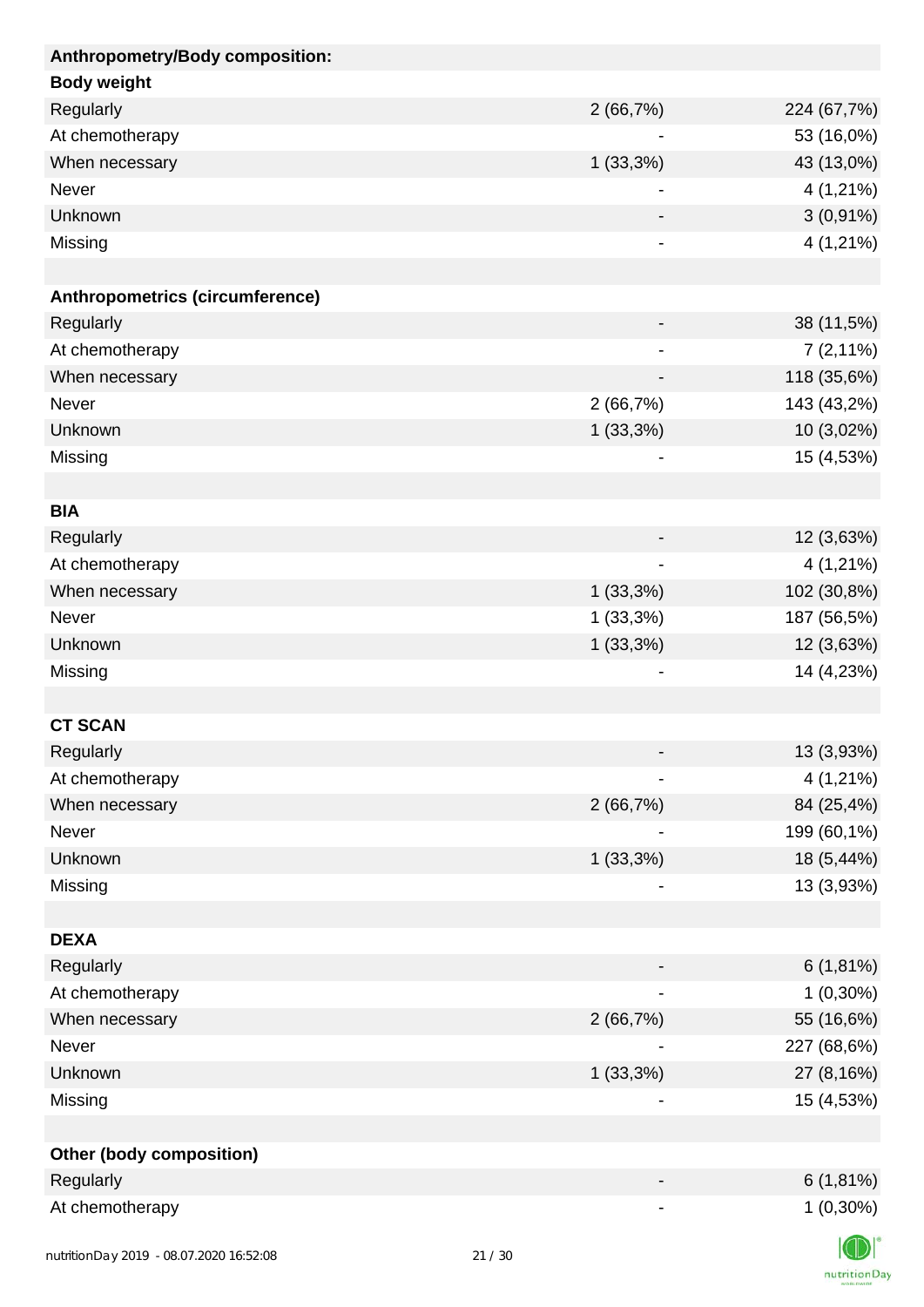| Anthropometry/Body composition: | | |
|---|---|---|
| **Body weight** | | |
| Regularly | 2 (66,7%) | 224 (67,7%) |
| At chemotherapy | - | 53 (16,0%) |
| When necessary | 1 (33,3%) | 43 (13,0%) |
| Never | - | 4 (1,21%) |
| Unknown | - | 3 (0,91%) |
| Missing | - | 4 (1,21%) |
| | | |
| **Anthropometrics (circumference)** | | |
| Regularly | - | 38 (11,5%) |
| At chemotherapy | - | 7 (2,11%) |
| When necessary | - | 118 (35,6%) |
| Never | 2 (66,7%) | 143 (43,2%) |
| Unknown | 1 (33,3%) | 10 (3,02%) |
| Missing | - | 15 (4,53%) |
| | | |
| **BIA** | | |
| Regularly | - | 12 (3,63%) |
| At chemotherapy | - | 4 (1,21%) |
| When necessary | 1 (33,3%) | 102 (30,8%) |
| Never | 1 (33,3%) | 187 (56,5%) |
| Unknown | 1 (33,3%) | 12 (3,63%) |
| Missing | - | 14 (4,23%) |
| | | |
| **CT SCAN** | | |
| Regularly | - | 13 (3,93%) |
| At chemotherapy | - | 4 (1,21%) |
| When necessary | 2 (66,7%) | 84 (25,4%) |
| Never | - | 199 (60,1%) |
| Unknown | 1 (33,3%) | 18 (5,44%) |
| Missing | - | 13 (3,93%) |
| | | |
| **DEXA** | | |
| Regularly | - | 6 (1,81%) |
| At chemotherapy | - | 1 (0,30%) |
| When necessary | 2 (66,7%) | 55 (16,6%) |
| Never | - | 227 (68,6%) |
| Unknown | 1 (33,3%) | 27 (8,16%) |
| Missing | - | 15 (4,53%) |
| | | |
| **Other (body composition)** | | |
| Regularly | - | 6 (1,81%) |
| At chemotherapy | - | 1 (0,30%) |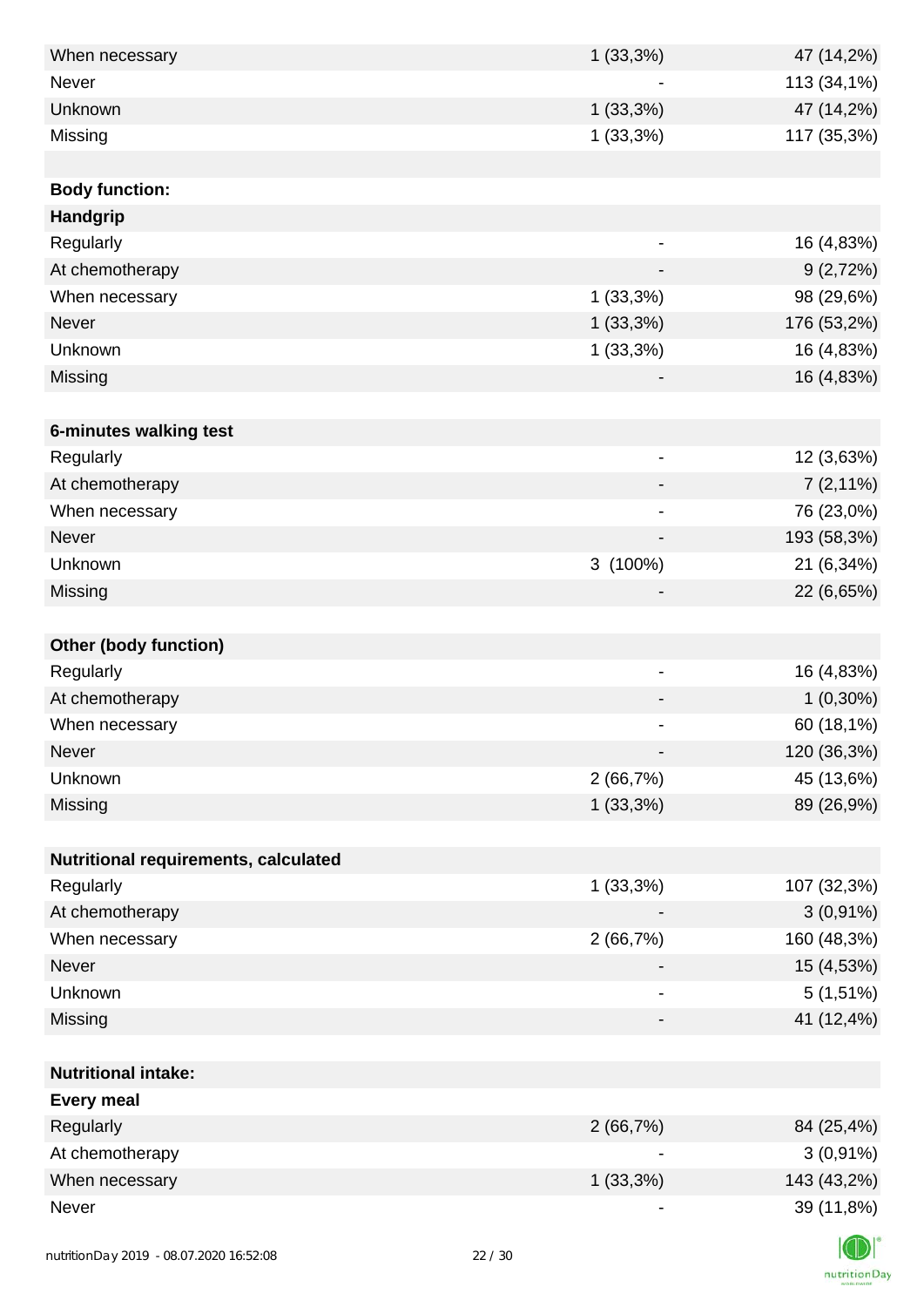| | | |
|---|---|---|
| When necessary | 1 (33,3%) | 47 (14,2%) |
| Never | - | 113 (34,1%) |
| Unknown | 1 (33,3%) | 47 (14,2%) |
| Missing | 1 (33,3%) | 117 (35,3%) |
| | | |
| **Body function:** | | |
| **Handgrip** | | |
| Regularly | - | 16 (4,83%) |
| At chemotherapy | - | 9 (2,72%) |
| When necessary | 1 (33,3%) | 98 (29,6%) |
| Never | 1 (33,3%) | 176 (53,2%) |
| Unknown | 1 (33,3%) | 16 (4,83%) |
| Missing | - | 16 (4,83%) |
| | | |
| **6-minutes walking test** | | |
| Regularly | - | 12 (3,63%) |
| At chemotherapy | - | 7 (2,11%) |
| When necessary | - | 76 (23,0%) |
| Never | - | 193 (58,3%) |
| Unknown | 3 (100%) | 21 (6,34%) |
| Missing | - | 22 (6,65%) |
| | | |
| **Other (body function)** | | |
| Regularly | - | 16 (4,83%) |
| At chemotherapy | - | 1 (0,30%) |
| When necessary | - | 60 (18,1%) |
| Never | - | 120 (36,3%) |
| Unknown | 2 (66,7%) | 45 (13,6%) |
| Missing | 1 (33,3%) | 89 (26,9%) |
| | | |
| **Nutritional requirements, calculated** | | |
| Regularly | 1 (33,3%) | 107 (32,3%) |
| At chemotherapy | - | 3 (0,91%) |
| When necessary | 2 (66,7%) | 160 (48,3%) |
| Never | - | 15 (4,53%) |
| Unknown | - | 5 (1,51%) |
| Missing | - | 41 (12,4%) |
| | | |
| **Nutritional intake:** | | |
| **Every meal** | | |
| Regularly | 2 (66,7%) | 84 (25,4%) |
| At chemotherapy | - | 3 (0,91%) |
| When necessary | 1 (33,3%) | 143 (43,2%) |
| Never | - | 39 (11,8%) |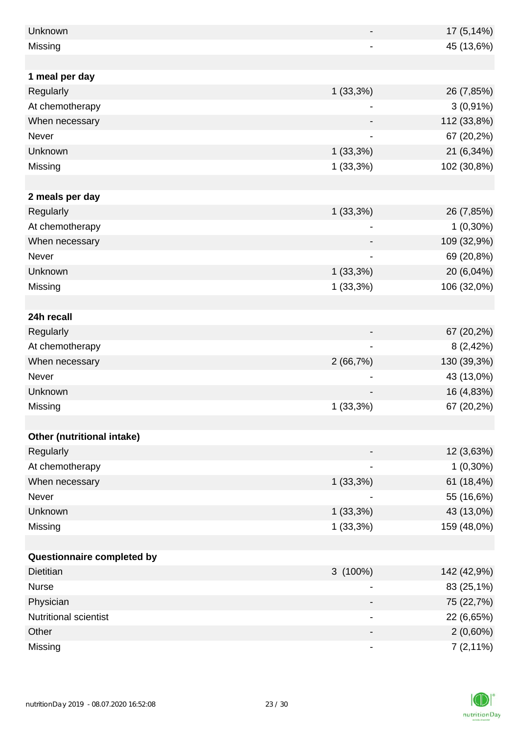| | | |
|---|---|---|
| Unknown | - | 17 (5,14%) |
| Missing | - | 45 (13,6%) |
| | | |
| **1 meal per day** | | |
| Regularly | 1 (33,3%) | 26 (7,85%) |
| At chemotherapy | - | 3 (0,91%) |
| When necessary | - | 112 (33,8%) |
| Never | - | 67 (20,2%) |
| Unknown | 1 (33,3%) | 21 (6,34%) |
| Missing | 1 (33,3%) | 102 (30,8%) |
| | | |
| **2 meals per day** | | |
| Regularly | 1 (33,3%) | 26 (7,85%) |
| At chemotherapy | - | 1 (0,30%) |
| When necessary | - | 109 (32,9%) |
| Never | - | 69 (20,8%) |
| Unknown | 1 (33,3%) | 20 (6,04%) |
| Missing | 1 (33,3%) | 106 (32,0%) |
| | | |
| **24h recall** | | |
| Regularly | - | 67 (20,2%) |
| At chemotherapy | - | 8 (2,42%) |
| When necessary | 2 (66,7%) | 130 (39,3%) |
| Never | - | 43 (13,0%) |
| Unknown | - | 16 (4,83%) |
| Missing | 1 (33,3%) | 67 (20,2%) |
| | | |
| **Other (nutritional intake)** | | |
| Regularly | - | 12 (3,63%) |
| At chemotherapy | - | 1 (0,30%) |
| When necessary | 1 (33,3%) | 61 (18,4%) |
| Never | - | 55 (16,6%) |
| Unknown | 1 (33,3%) | 43 (13,0%) |
| Missing | 1 (33,3%) | 159 (48,0%) |
| | | |
| **Questionnaire completed by** | | |
| Dietitian | 3 (100%) | 142 (42,9%) |
| Nurse | - | 83 (25,1%) |
| Physician | - | 75 (22,7%) |
| Nutritional scientist | - | 22 (6,65%) |
| Other | - | 2 (0,60%) |
| Missing | - | 7 (2,11%) |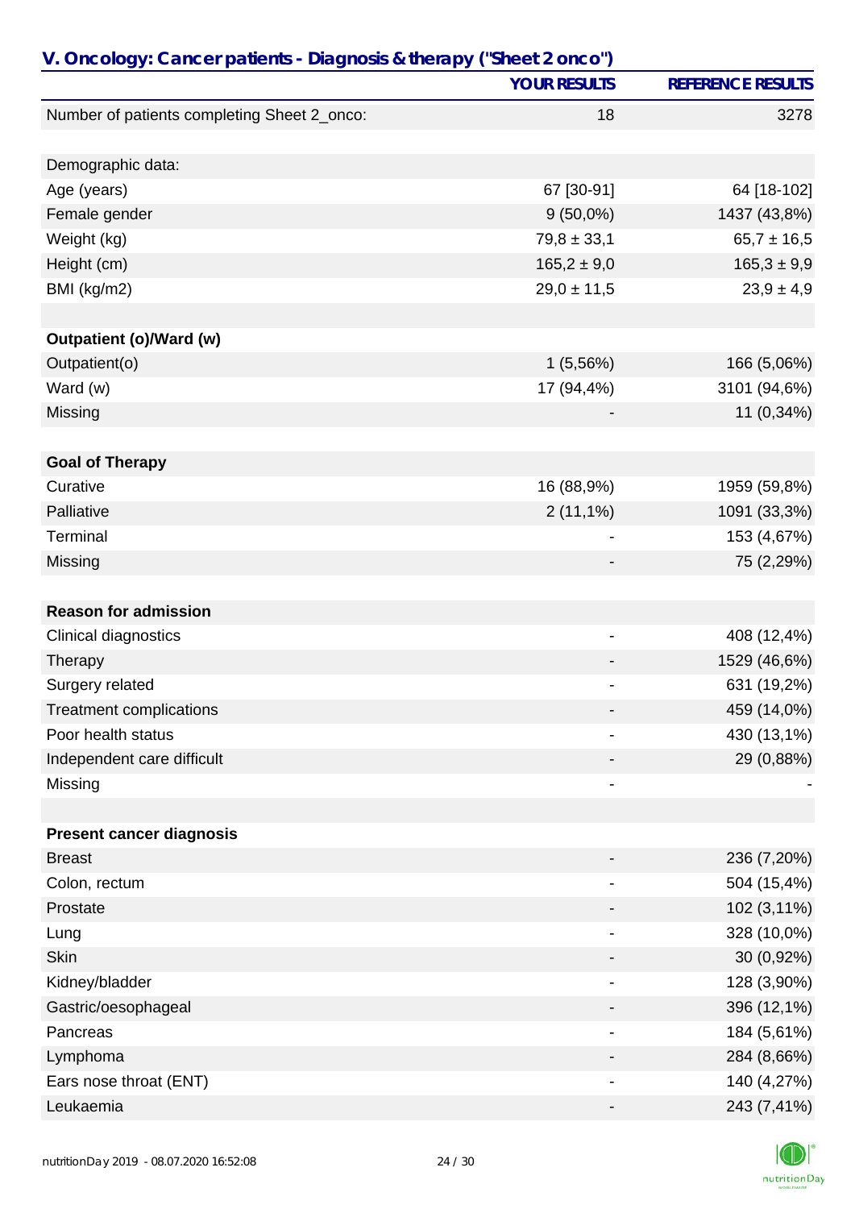## V. Oncology: Cancer patients - Diagnosis & therapy ("Sheet 2 onco")

| | YOUR RESULTS | REFERENCE RESULTS |
|---|---|---|
| Number of patients completing Sheet 2_onco: | 18 | 3278 |
| | | |
| Demographic data: | | |
| Age (years) | 67 [30-91] | 64 [18-102] |
| Female gender | 9 (50,0%) | 1437 (43,8%) |
| Weight (kg) | 79,8 ± 33,1 | 65,7 ± 16,5 |
| Height (cm) | 165,2 ± 9,0 | 165,3 ± 9,9 |
| BMI (kg/m2) | 29,0 ± 11,5 | 23,9 ± 4,9 |
| | | |
| **Outpatient (o)/Ward (w)** | | |
| Outpatient(o) | 1 (5,56%) | 166 (5,06%) |
| Ward (w) | 17 (94,4%) | 3101 (94,6%) |
| Missing | - | 11 (0,34%) |
| | | |
| **Goal of Therapy** | | |
| Curative | 16 (88,9%) | 1959 (59,8%) |
| Palliative | 2 (11,1%) | 1091 (33,3%) |
| Terminal | - | 153 (4,67%) |
| Missing | - | 75 (2,29%) |
| | | |
| **Reason for admission** | | |
| Clinical diagnostics | - | 408 (12,4%) |
| Therapy | - | 1529 (46,6%) |
| Surgery related | - | 631 (19,2%) |
| Treatment complications | - | 459 (14,0%) |
| Poor health status | - | 430 (13,1%) |
| Independent care difficult | - | 29 (0,88%) |
| Missing | - | - |
| | | |
| **Present cancer diagnosis** | | |
| Breast | - | 236 (7,20%) |
| Colon, rectum | - | 504 (15,4%) |
| Prostate | - | 102 (3,11%) |
| Lung | - | 328 (10,0%) |
| Skin | - | 30 (0,92%) |
| Kidney/bladder | - | 128 (3,90%) |
| Gastric/oesophageal | - | 396 (12,1%) |
| Pancreas | - | 184 (5,61%) |
| Lymphoma | - | 284 (8,66%) |
| Ears nose throat (ENT) | - | 140 (4,27%) |
| Leukaemia | - | 243 (7,41%) |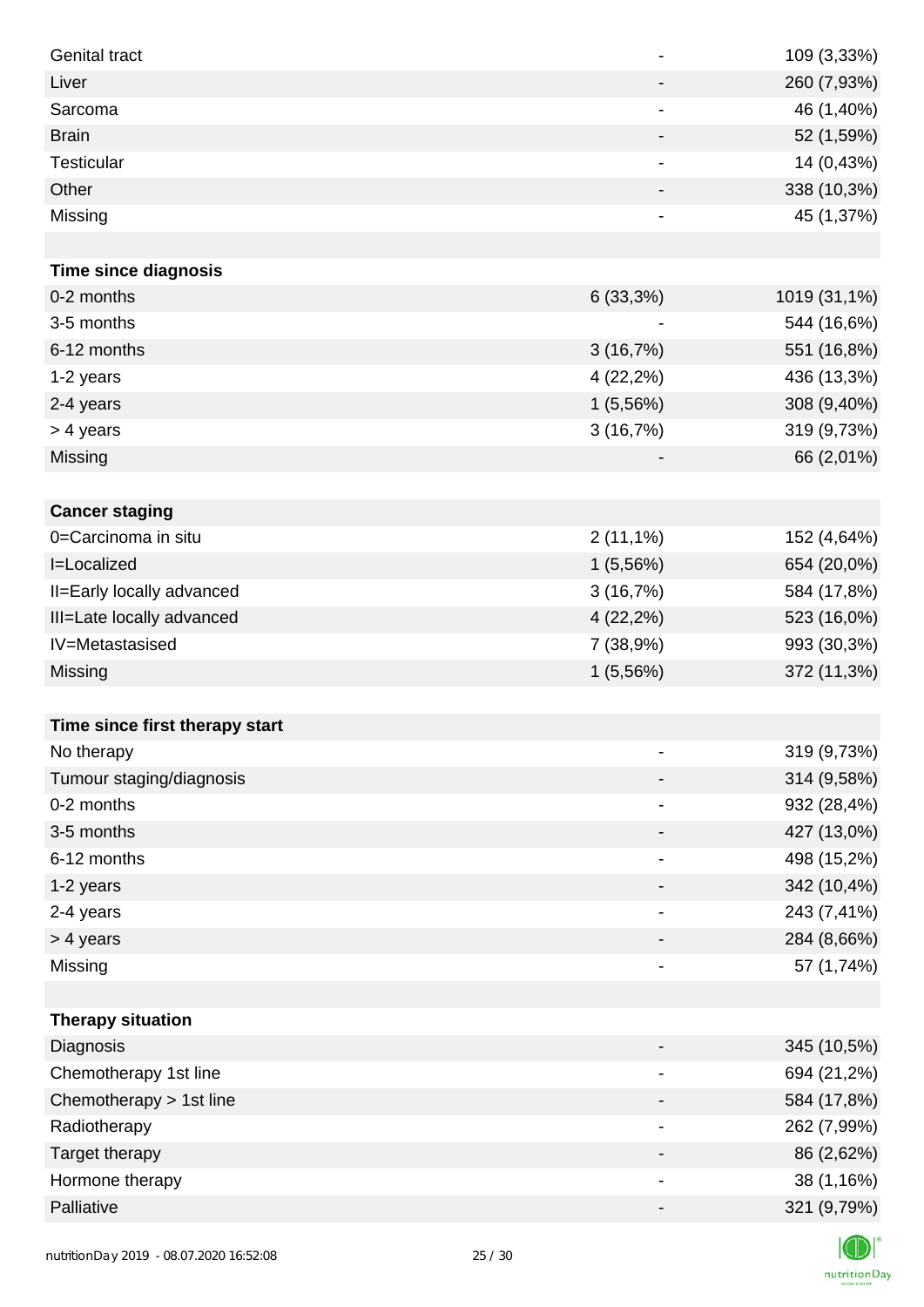| | | |
|---|---|---|
| Genital tract | - | 109 (3,33%) |
| Liver | - | 260 (7,93%) |
| Sarcoma | - | 46 (1,40%) |
| Brain | - | 52 (1,59%) |
| Testicular | - | 14 (0,43%) |
| Other | - | 338 (10,3%) |
| Missing | - | 45 (1,37%) |
| | | |
| **Time since diagnosis** | | |
| 0-2 months | 6 (33,3%) | 1019 (31,1%) |
| 3-5 months | - | 544 (16,6%) |
| 6-12 months | 3 (16,7%) | 551 (16,8%) |
| 1-2 years | 4 (22,2%) | 436 (13,3%) |
| 2-4 years | 1 (5,56%) | 308 (9,40%) |
| > 4 years | 3 (16,7%) | 319 (9,73%) |
| Missing | - | 66 (2,01%) |
| | | |
| **Cancer staging** | | |
| 0=Carcinoma in situ | 2 (11,1%) | 152 (4,64%) |
| I=Localized | 1 (5,56%) | 654 (20,0%) |
| II=Early locally advanced | 3 (16,7%) | 584 (17,8%) |
| III=Late locally advanced | 4 (22,2%) | 523 (16,0%) |
| IV=Metastasised | 7 (38,9%) | 993 (30,3%) |
| Missing | 1 (5,56%) | 372 (11,3%) |
| | | |
| **Time since first therapy start** | | |
| No therapy | - | 319 (9,73%) |
| Tumour staging/diagnosis | - | 314 (9,58%) |
| 0-2 months | - | 932 (28,4%) |
| 3-5 months | - | 427 (13,0%) |
| 6-12 months | - | 498 (15,2%) |
| 1-2 years | - | 342 (10,4%) |
| 2-4 years | - | 243 (7,41%) |
| > 4 years | - | 284 (8,66%) |
| Missing | - | 57 (1,74%) |
| | | |
| **Therapy situation** | | |
| Diagnosis | - | 345 (10,5%) |
| Chemotherapy 1st line | - | 694 (21,2%) |
| Chemotherapy > 1st line | - | 584 (17,8%) |
| Radiotherapy | - | 262 (7,99%) |
| Target therapy | - | 86 (2,62%) |
| Hormone therapy | - | 38 (1,16%) |
| Palliative | - | 321 (9,79%) |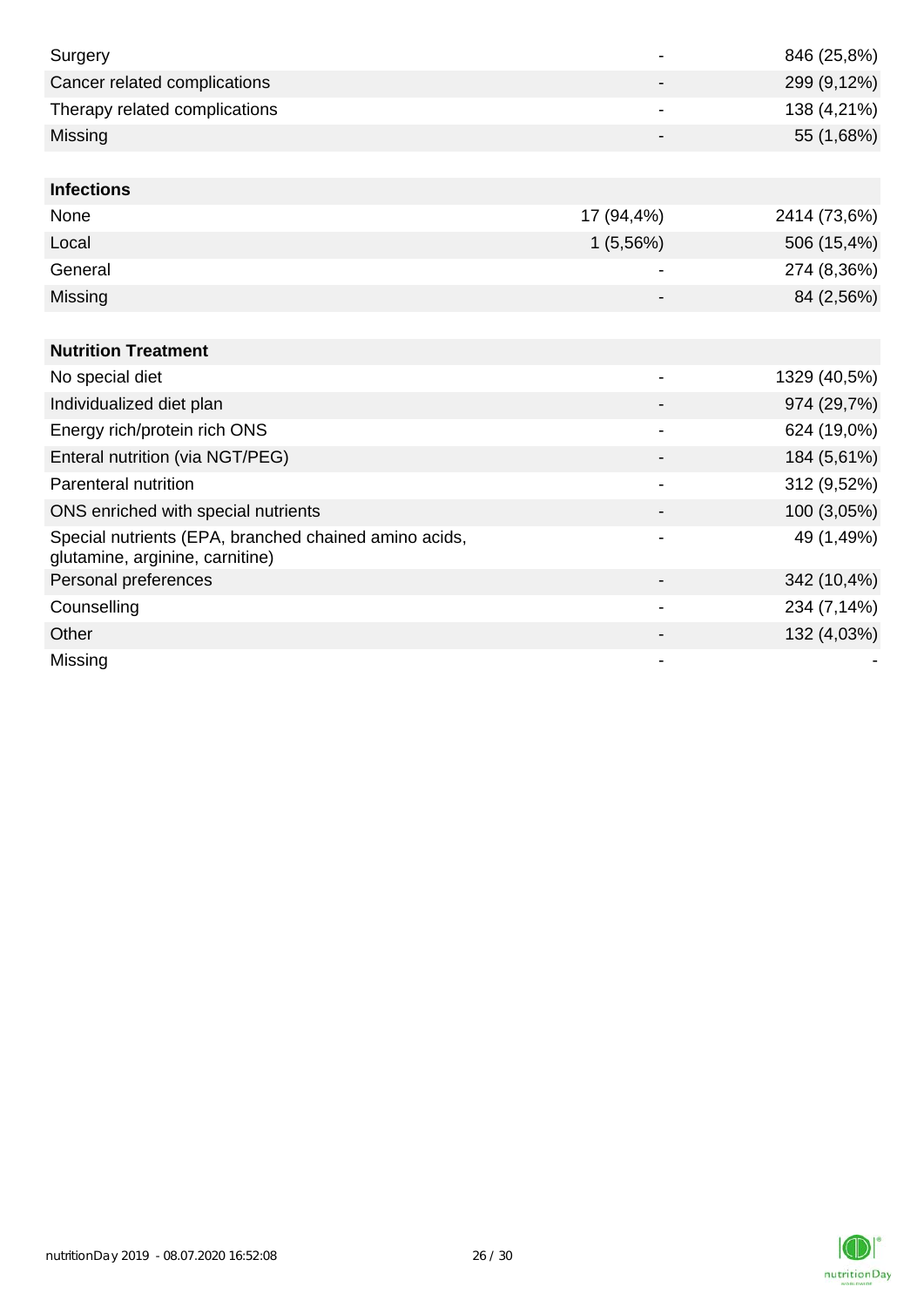| | | |
|---|---|---|
| Surgery | - | 846 (25,8%) |
| Cancer related complications | - | 299 (9,12%) |
| Therapy related complications | - | 138 (4,21%) |
| Missing | - | 55 (1,68%) |
| | | |
| **Infections** | | |
| None | 17 (94,4%) | 2414 (73,6%) |
| Local | 1 (5,56%) | 506 (15,4%) |
| General | - | 274 (8,36%) |
| Missing | - | 84 (2,56%) |
| | | |
| **Nutrition Treatment** | | |
| No special diet | - | 1329 (40,5%) |
| Individualized diet plan | - | 974 (29,7%) |
| Energy rich/protein rich ONS | - | 624 (19,0%) |
| Enteral nutrition (via NGT/PEG) | - | 184 (5,61%) |
| Parenteral nutrition | - | 312 (9,52%) |
| ONS enriched with special nutrients | - | 100 (3,05%) |
| Special nutrients (EPA, branched chained amino acids, glutamine, arginine, carnitine) | - | 49 (1,49%) |
| Personal preferences | - | 342 (10,4%) |
| Counselling | - | 234 (7,14%) |
| Other | - | 132 (4,03%) |
| Missing | - | - |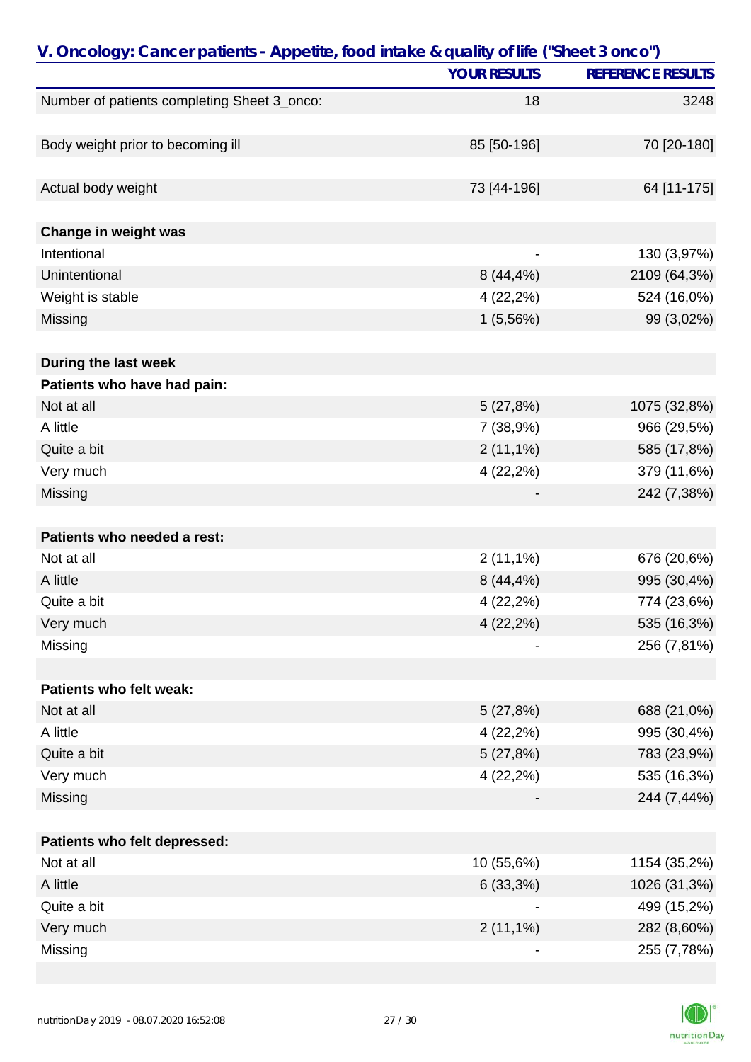## V. Oncology: Cancer patients - Appetite, food intake & quality of life ("Sheet 3 onco")

| | YOUR RESULTS | REFERENCE RESULTS |
|---|---|---|
| Number of patients completing Sheet 3_onco: | 18 | 3248 |
| | | |
| Body weight prior to becoming ill | 85 [50-196] | 70 [20-180] |
| | | |
| Actual body weight | 73 [44-196] | 64 [11-175] |
| | | |
| **Change in weight was** | | |
| Intentional | - | 130 (3,97%) |
| Unintentional | 8 (44,4%) | 2109 (64,3%) |
| Weight is stable | 4 (22,2%) | 524 (16,0%) |
| Missing | 1 (5,56%) | 99 (3,02%) |
| | | |
| **During the last week** | | |
| **Patients who have had pain:** | | |
| Not at all | 5 (27,8%) | 1075 (32,8%) |
| A little | 7 (38,9%) | 966 (29,5%) |
| Quite a bit | 2 (11,1%) | 585 (17,8%) |
| Very much | 4 (22,2%) | 379 (11,6%) |
| Missing | - | 242 (7,38%) |
| | | |
| **Patients who needed a rest:** | | |
| Not at all | 2 (11,1%) | 676 (20,6%) |
| A little | 8 (44,4%) | 995 (30,4%) |
| Quite a bit | 4 (22,2%) | 774 (23,6%) |
| Very much | 4 (22,2%) | 535 (16,3%) |
| Missing | - | 256 (7,81%) |
| | | |
| **Patients who felt weak:** | | |
| Not at all | 5 (27,8%) | 688 (21,0%) |
| A little | 4 (22,2%) | 995 (30,4%) |
| Quite a bit | 5 (27,8%) | 783 (23,9%) |
| Very much | 4 (22,2%) | 535 (16,3%) |
| Missing | - | 244 (7,44%) |
| | | |
| **Patients who felt depressed:** | | |
| Not at all | 10 (55,6%) | 1154 (35,2%) |
| A little | 6 (33,3%) | 1026 (31,3%) |
| Quite a bit | - | 499 (15,2%) |
| Very much | 2 (11,1%) | 282 (8,60%) |
| Missing | - | 255 (7,78%) |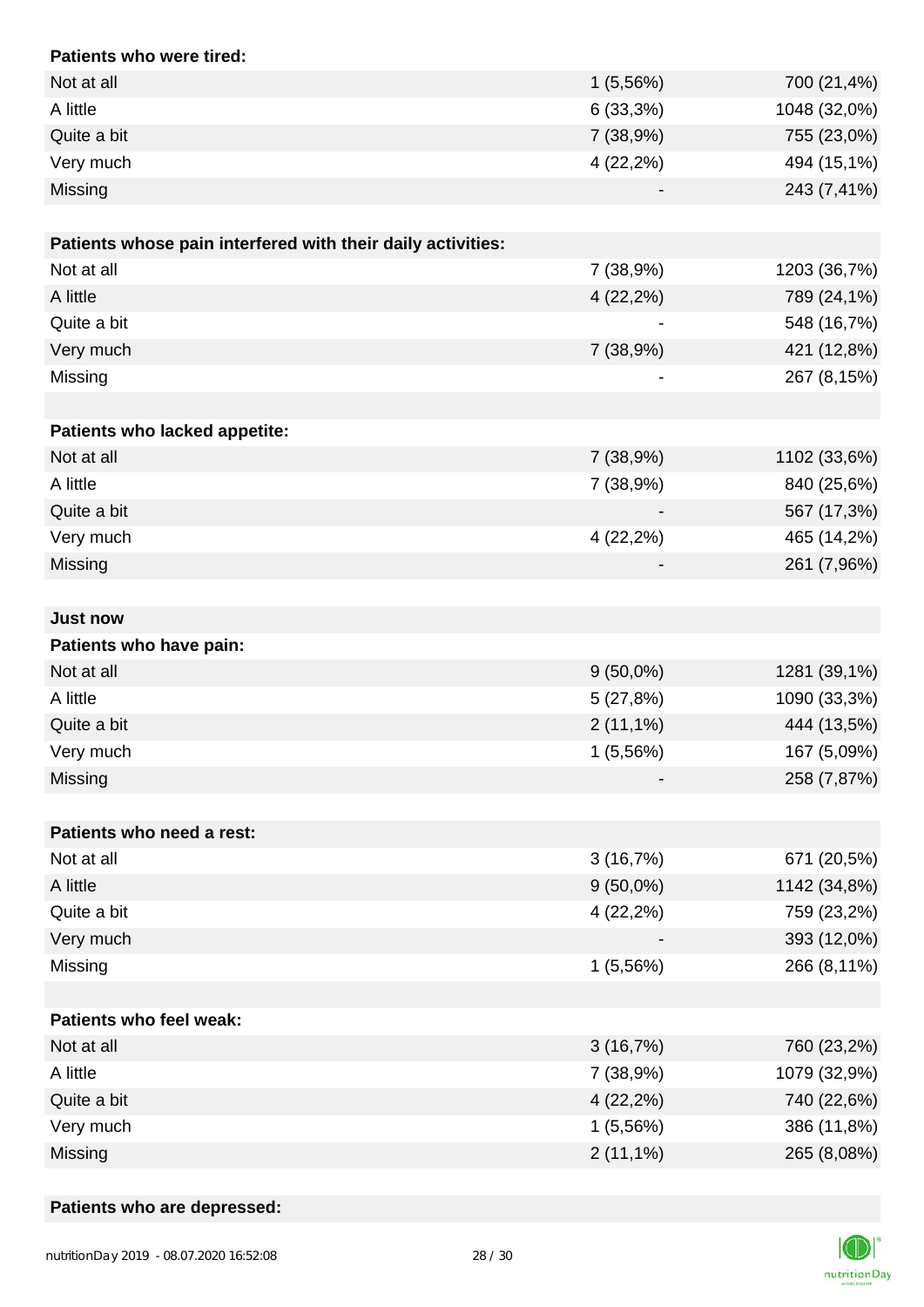| **Patients who were tired:** | | |
|---|---|---|
| Not at all | 1 (5,56%) | 700 (21,4%) |
| A little | 6 (33,3%) | 1048 (32,0%) |
| Quite a bit | 7 (38,9%) | 755 (23,0%) |
| Very much | 4 (22,2%) | 494 (15,1%) |
| Missing | - | 243 (7,41%) |

| **Patients whose pain interfered with their daily activities:** | | |
|---|---|---|
| Not at all | 7 (38,9%) | 1203 (36,7%) |
| A little | 4 (22,2%) | 789 (24,1%) |
| Quite a bit | - | 548 (16,7%) |
| Very much | 7 (38,9%) | 421 (12,8%) |
| Missing | - | 267 (8,15%) |

| **Patients who lacked appetite:** | | |
|---|---|---|
| Not at all | 7 (38,9%) | 1102 (33,6%) |
| A little | 7 (38,9%) | 840 (25,6%) |
| Quite a bit | - | 567 (17,3%) |
| Very much | 4 (22,2%) | 465 (14,2%) |
| Missing | - | 261 (7,96%) |

**Just now**

| **Patients who have pain:** | | |
|---|---|---|
| Not at all | 9 (50,0%) | 1281 (39,1%) |
| A little | 5 (27,8%) | 1090 (33,3%) |
| Quite a bit | 2 (11,1%) | 444 (13,5%) |
| Very much | 1 (5,56%) | 167 (5,09%) |
| Missing | - | 258 (7,87%) |

| **Patients who need a rest:** | | |
|---|---|---|
| Not at all | 3 (16,7%) | 671 (20,5%) |
| A little | 9 (50,0%) | 1142 (34,8%) |
| Quite a bit | 4 (22,2%) | 759 (23,2%) |
| Very much | - | 393 (12,0%) |
| Missing | 1 (5,56%) | 266 (8,11%) |

| **Patients who feel weak:** | | |
|---|---|---|
| Not at all | 3 (16,7%) | 760 (23,2%) |
| A little | 7 (38,9%) | 1079 (32,9%) |
| Quite a bit | 4 (22,2%) | 740 (22,6%) |
| Very much | 1 (5,56%) | 386 (11,8%) |
| Missing | 2 (11,1%) | 265 (8,08%) |

**Patients who are depressed:**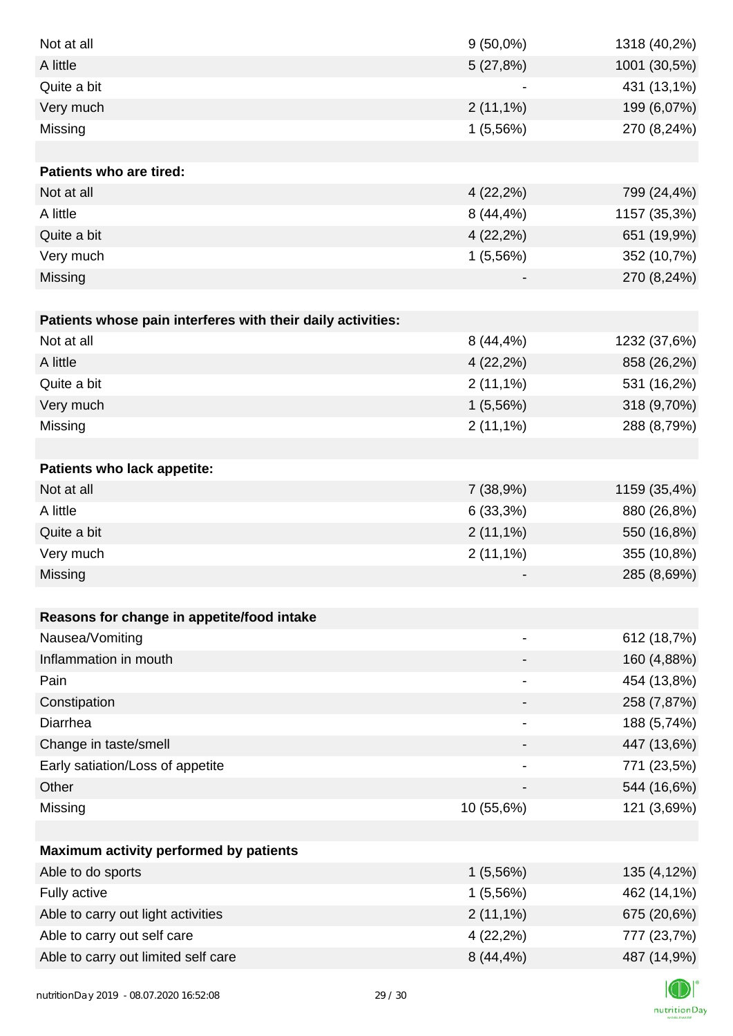| | | |
|---|---|---|
| Not at all | 9 (50,0%) | 1318 (40,2%) |
| A little | 5 (27,8%) | 1001 (30,5%) |
| Quite a bit | - | 431 (13,1%) |
| Very much | 2 (11,1%) | 199 (6,07%) |
| Missing | 1 (5,56%) | 270 (8,24%) |
| | | |
| **Patients who are tired:** | | |
| Not at all | 4 (22,2%) | 799 (24,4%) |
| A little | 8 (44,4%) | 1157 (35,3%) |
| Quite a bit | 4 (22,2%) | 651 (19,9%) |
| Very much | 1 (5,56%) | 352 (10,7%) |
| Missing | - | 270 (8,24%) |
| | | |
| **Patients whose pain interferes with their daily activities:** | | |
| Not at all | 8 (44,4%) | 1232 (37,6%) |
| A little | 4 (22,2%) | 858 (26,2%) |
| Quite a bit | 2 (11,1%) | 531 (16,2%) |
| Very much | 1 (5,56%) | 318 (9,70%) |
| Missing | 2 (11,1%) | 288 (8,79%) |
| | | |
| **Patients who lack appetite:** | | |
| Not at all | 7 (38,9%) | 1159 (35,4%) |
| A little | 6 (33,3%) | 880 (26,8%) |
| Quite a bit | 2 (11,1%) | 550 (16,8%) |
| Very much | 2 (11,1%) | 355 (10,8%) |
| Missing | - | 285 (8,69%) |
| | | |
| **Reasons for change in appetite/food intake** | | |
| Nausea/Vomiting | - | 612 (18,7%) |
| Inflammation in mouth | - | 160 (4,88%) |
| Pain | - | 454 (13,8%) |
| Constipation | - | 258 (7,87%) |
| Diarrhea | - | 188 (5,74%) |
| Change in taste/smell | - | 447 (13,6%) |
| Early satiation/Loss of appetite | - | 771 (23,5%) |
| Other | - | 544 (16,6%) |
| Missing | 10 (55,6%) | 121 (3,69%) |
| | | |
| **Maximum activity performed by patients** | | |
| Able to do sports | 1 (5,56%) | 135 (4,12%) |
| Fully active | 1 (5,56%) | 462 (14,1%) |
| Able to carry out light activities | 2 (11,1%) | 675 (20,6%) |
| Able to carry out self care | 4 (22,2%) | 777 (23,7%) |
| Able to carry out limited self care | 8 (44,4%) | 487 (14,9%) |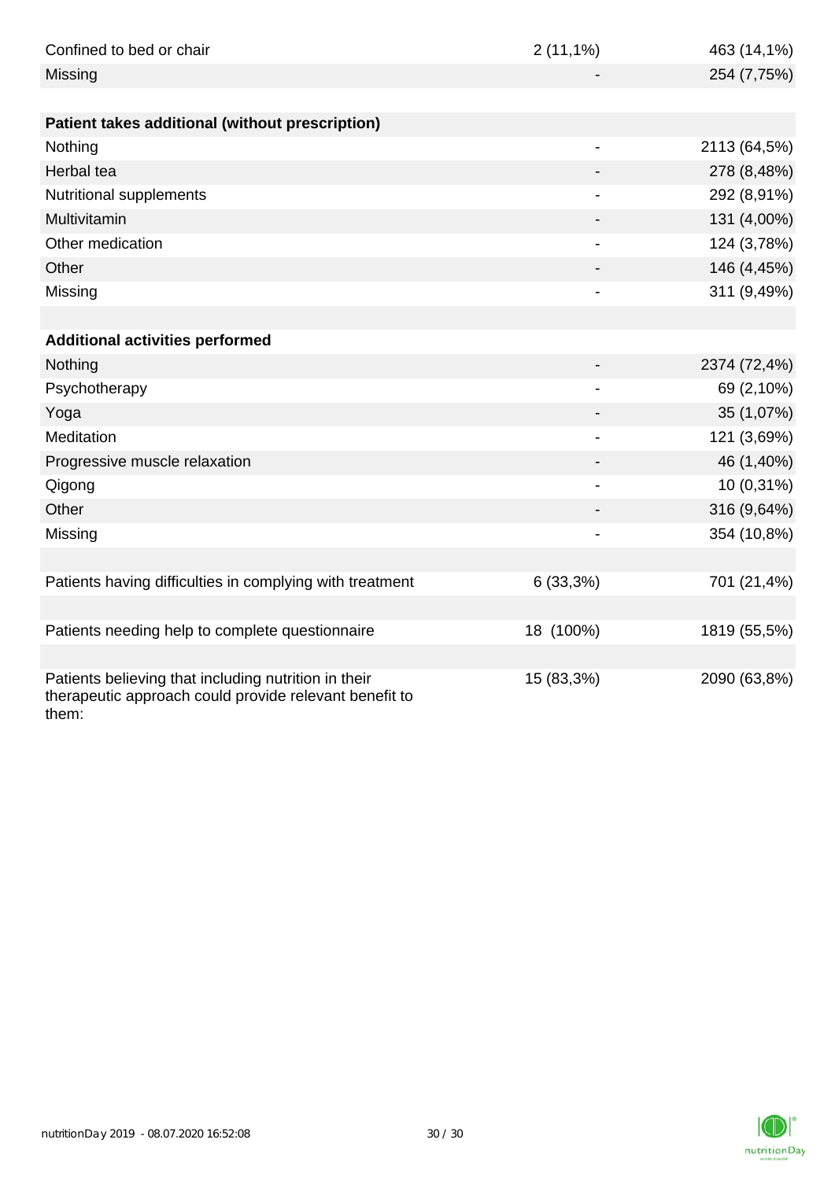| | | |
|---|---|---|
| Confined to bed or chair | 2 (11,1%) | 463 (14,1%) |
| Missing | - | 254 (7,75%) |
| | | |
| **Patient takes additional (without prescription)** | | |
| Nothing | - | 2113 (64,5%) |
| Herbal tea | - | 278 (8,48%) |
| Nutritional supplements | - | 292 (8,91%) |
| Multivitamin | - | 131 (4,00%) |
| Other medication | - | 124 (3,78%) |
| Other | - | 146 (4,45%) |
| Missing | - | 311 (9,49%) |
| | | |
| **Additional activities performed** | | |
| Nothing | - | 2374 (72,4%) |
| Psychotherapy | - | 69 (2,10%) |
| Yoga | - | 35 (1,07%) |
| Meditation | - | 121 (3,69%) |
| Progressive muscle relaxation | - | 46 (1,40%) |
| Qigong | - | 10 (0,31%) |
| Other | - | 316 (9,64%) |
| Missing | - | 354 (10,8%) |
| | | |
| Patients having difficulties in complying with treatment | 6 (33,3%) | 701 (21,4%) |
| | | |
| Patients needing help to complete questionnaire | 18 (100%) | 1819 (55,5%) |
| | | |
| Patients believing that including nutrition in their therapeutic approach could provide relevant benefit to them: | 15 (83,3%) | 2090 (63,8%) |